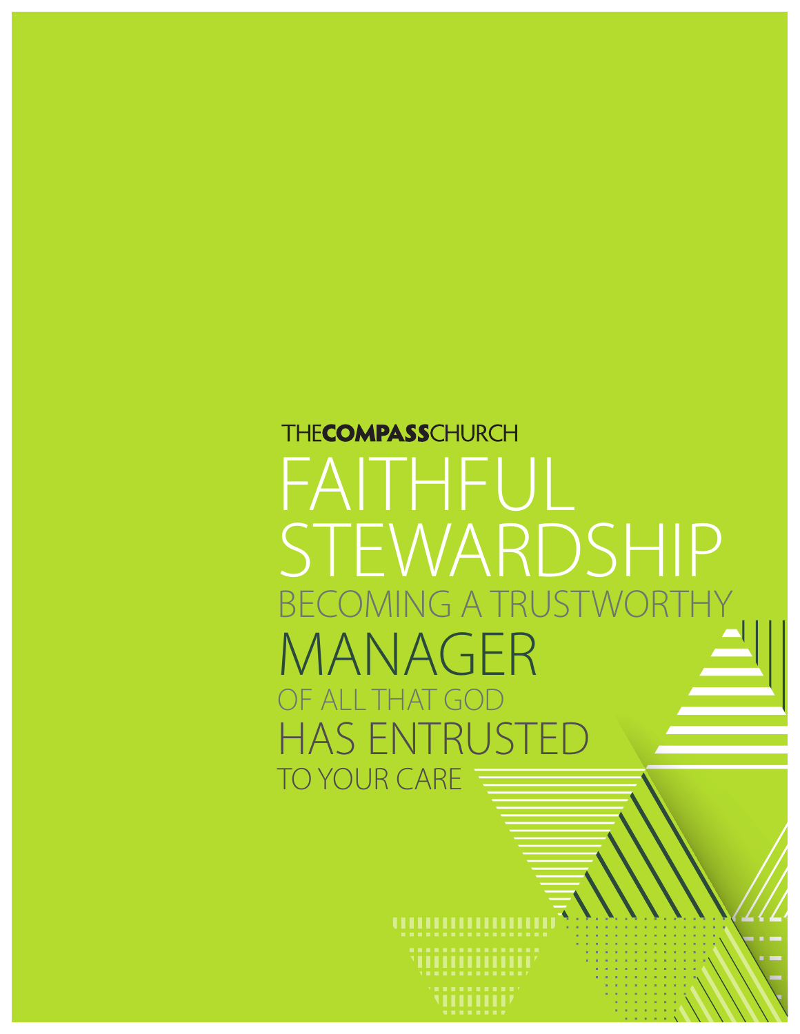THE**COMPASS**CHURCH

# FAITHFUL STEWARDSHIP

## BECOMING A TRUSTWORTHY MANAGER OF ALL THAT GOD HAS ENTRUSTED TO YOUR CARE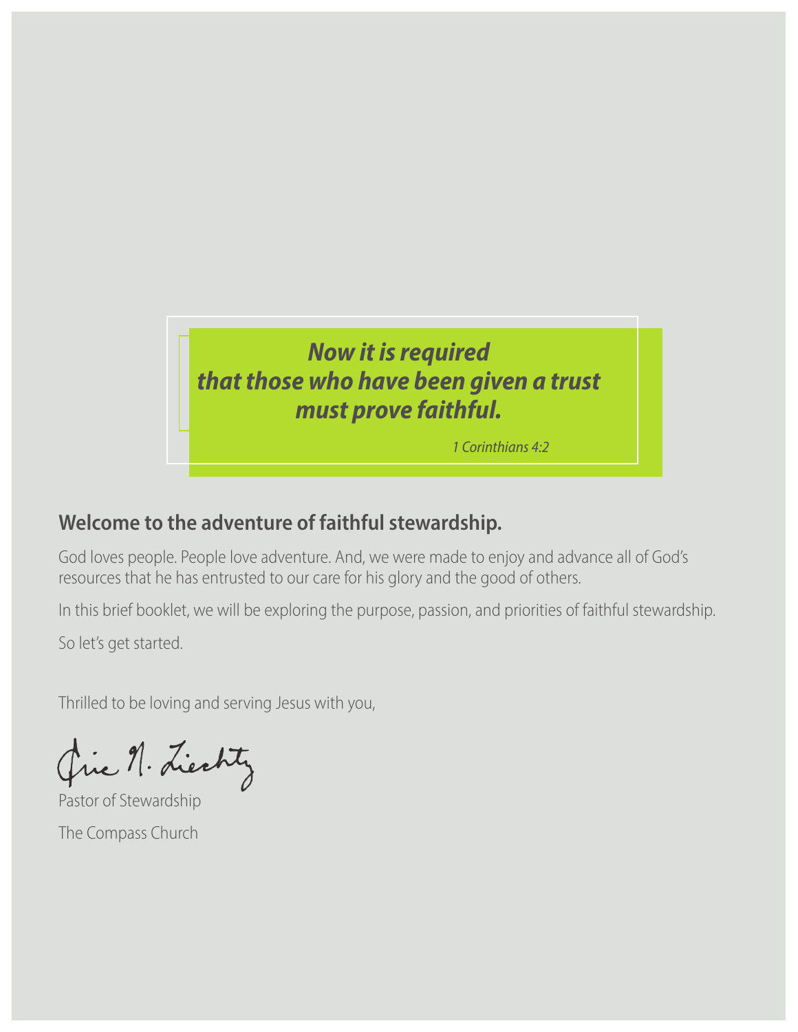***Now it is required that those who have been given a trust must prove faithful.***

*1 Corinthians 4:2*

## Welcome to the adventure of faithful stewardship.

God loves people. People love adventure. And, we were made to enjoy and advance all of God's resources that he has entrusted to our care for his glory and the good of others.

In this brief booklet, we will be exploring the purpose, passion, and priorities of faithful stewardship.

So let's get started.

Thrilled to be loving and serving Jesus with you,

Eric N. Liechty

Pastor of Stewardship

The Compass Church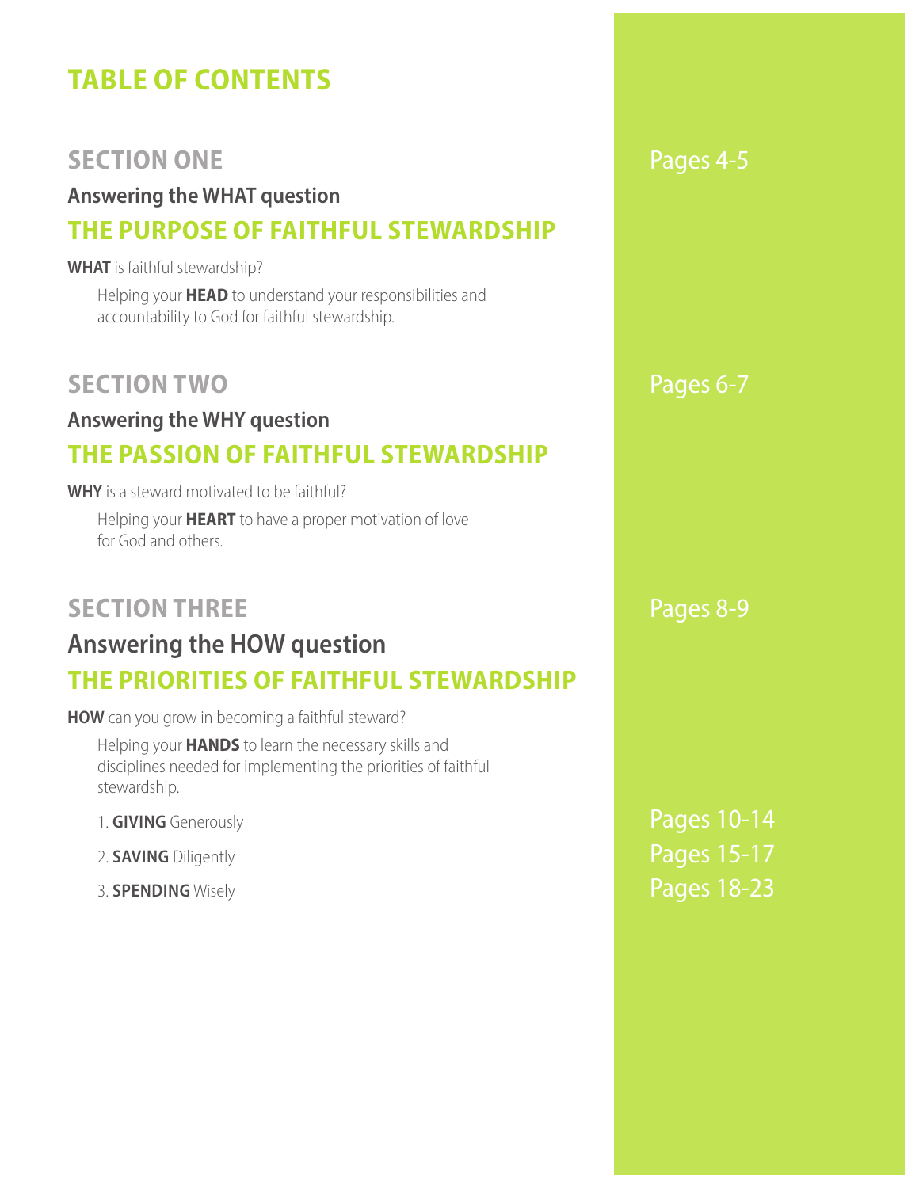# TABLE OF CONTENTS

## SECTION ONE

Pages 4-5

### Answering the WHAT question

### THE PURPOSE OF FAITHFUL STEWARDSHIP

**WHAT** is faithful stewardship?

Helping your **HEAD** to understand your responsibilities and accountability to God for faithful stewardship.

## SECTION TWO

Pages 6-7

### Answering the WHY question

### THE PASSION OF FAITHFUL STEWARDSHIP

**WHY** is a steward motivated to be faithful?

Helping your **HEART** to have a proper motivation of love for God and others.

## SECTION THREE

Pages 8-9

### Answering the HOW question

### THE PRIORITIES OF FAITHFUL STEWARDSHIP

**HOW** can you grow in becoming a faithful steward?

Helping your **HANDS** to learn the necessary skills and disciplines needed for implementing the priorities of faithful stewardship.

1. **GIVING** Generously — Pages 10-14
2. **SAVING** Diligently — Pages 15-17
3. **SPENDING** Wisely — Pages 18-23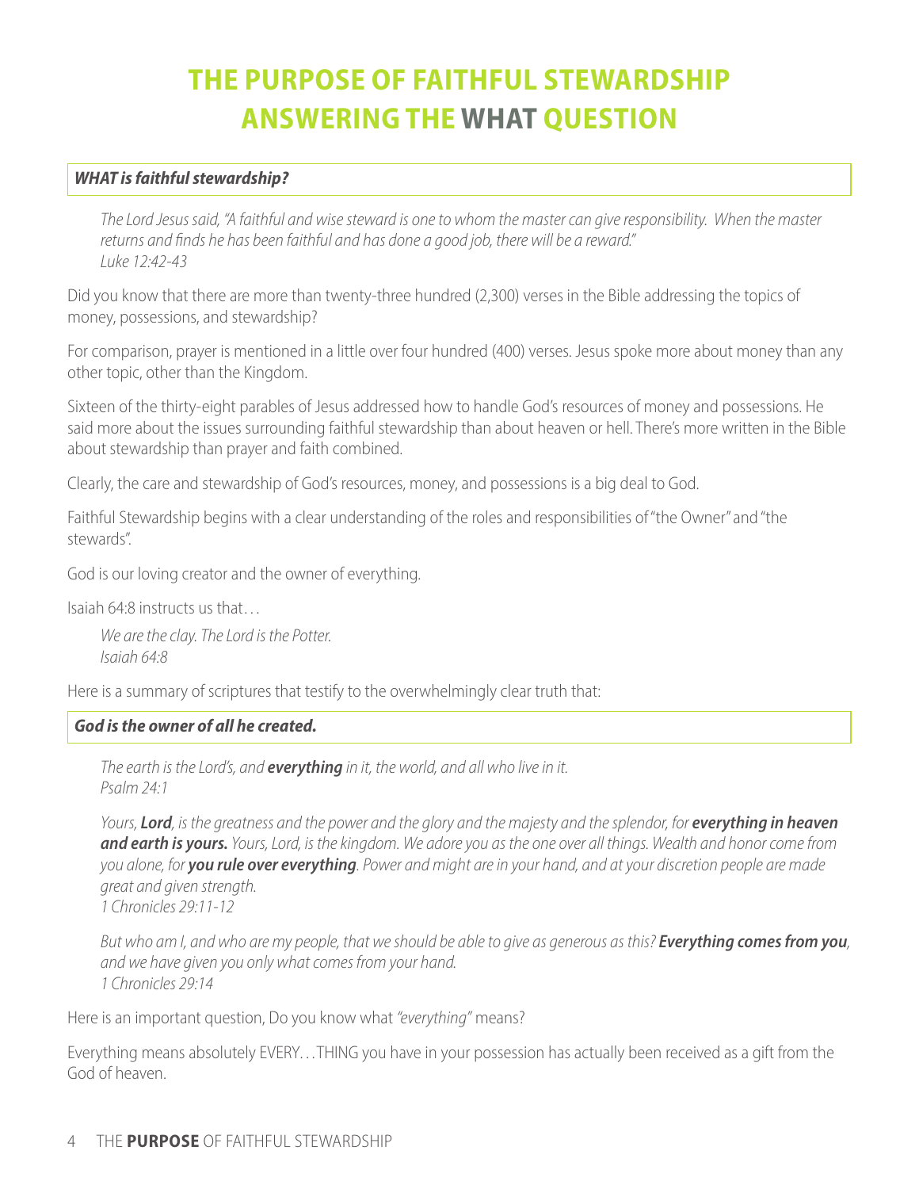# THE PURPOSE OF FAITHFUL STEWARDSHIP
# ANSWERING THE WHAT QUESTION

***WHAT is faithful stewardship?***

> *The Lord Jesus said, "A faithful and wise steward is one to whom the master can give responsibility. When the master returns and finds he has been faithful and has done a good job, there will be a reward."*
> *Luke 12:42-43*

Did you know that there are more than twenty-three hundred (2,300) verses in the Bible addressing the topics of money, possessions, and stewardship?

For comparison, prayer is mentioned in a little over four hundred (400) verses. Jesus spoke more about money than any other topic, other than the Kingdom.

Sixteen of the thirty-eight parables of Jesus addressed how to handle God's resources of money and possessions. He said more about the issues surrounding faithful stewardship than about heaven or hell. There's more written in the Bible about stewardship than prayer and faith combined.

Clearly, the care and stewardship of God's resources, money, and possessions is a big deal to God.

Faithful Stewardship begins with a clear understanding of the roles and responsibilities of "the Owner" and "the stewards".

God is our loving creator and the owner of everything.

Isaiah 64:8 instructs us that…

> *We are the clay. The Lord is the Potter.*
> *Isaiah 64:8*

Here is a summary of scriptures that testify to the overwhelmingly clear truth that:

***God is the owner of all he created.***

> *The earth is the Lord's, and **everything** in it, the world, and all who live in it.*
> *Psalm 24:1*

> *Yours, **Lord**, is the greatness and the power and the glory and the majesty and the splendor, for **everything in heaven and earth is yours.** Yours, Lord, is the kingdom. We adore you as the one over all things. Wealth and honor come from you alone, for **you rule over everything**. Power and might are in your hand, and at your discretion people are made great and given strength.*
> *1 Chronicles 29:11-12*

> *But who am I, and who are my people, that we should be able to give as generous as this? **Everything comes from you**, and we have given you only what comes from your hand.*
> *1 Chronicles 29:14*

Here is an important question, Do you know what *"everything"* means?

Everything means absolutely EVERY…THING you have in your possession has actually been received as a gift from the God of heaven.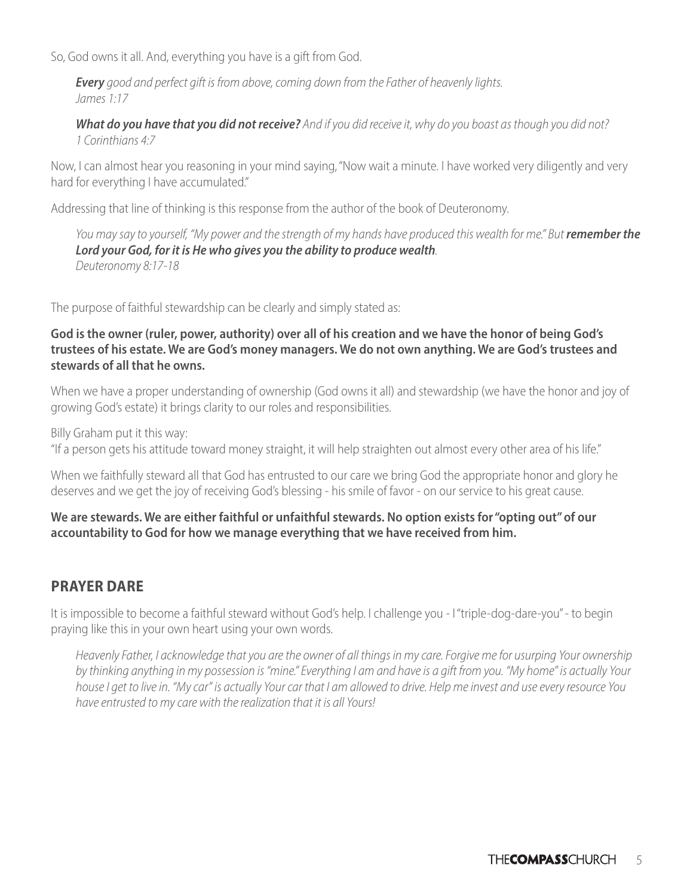So, God owns it all. And, everything you have is a gift from God.

> ***Every*** *good and perfect gift is from above, coming down from the Father of heavenly lights.*
> *James 1:17*

> ***What do you have that you did not receive?*** *And if you did receive it, why do you boast as though you did not?*
> *1 Corinthians 4:7*

Now, I can almost hear you reasoning in your mind saying, "Now wait a minute. I have worked very diligently and very hard for everything I have accumulated."

Addressing that line of thinking is this response from the author of the book of Deuteronomy.

> *You may say to yourself, "My power and the strength of my hands have produced this wealth for me." But* ***remember the Lord your God, for it is He who gives you the ability to produce wealth****.*
> *Deuteronomy 8:17-18*

The purpose of faithful stewardship can be clearly and simply stated as:

**God is the owner (ruler, power, authority) over all of his creation and we have the honor of being God's trustees of his estate. We are God's money managers. We do not own anything. We are God's trustees and stewards of all that he owns.**

When we have a proper understanding of ownership (God owns it all) and stewardship (we have the honor and joy of growing God's estate) it brings clarity to our roles and responsibilities.

Billy Graham put it this way:
"If a person gets his attitude toward money straight, it will help straighten out almost every other area of his life."

When we faithfully steward all that God has entrusted to our care we bring God the appropriate honor and glory he deserves and we get the joy of receiving God's blessing - his smile of favor - on our service to his great cause.

**We are stewards. We are either faithful or unfaithful stewards. No option exists for "opting out" of our accountability to God for how we manage everything that we have received from him.**

## PRAYER DARE

It is impossible to become a faithful steward without God's help. I challenge you - I "triple-dog-dare-you" - to begin praying like this in your own heart using your own words.

> *Heavenly Father, I acknowledge that you are the owner of all things in my care. Forgive me for usurping Your ownership by thinking anything in my possession is "mine." Everything I am and have is a gift from you. "My home" is actually Your house I get to live in. "My car" is actually Your car that I am allowed to drive. Help me invest and use every resource You have entrusted to my care with the realization that it is all Yours!*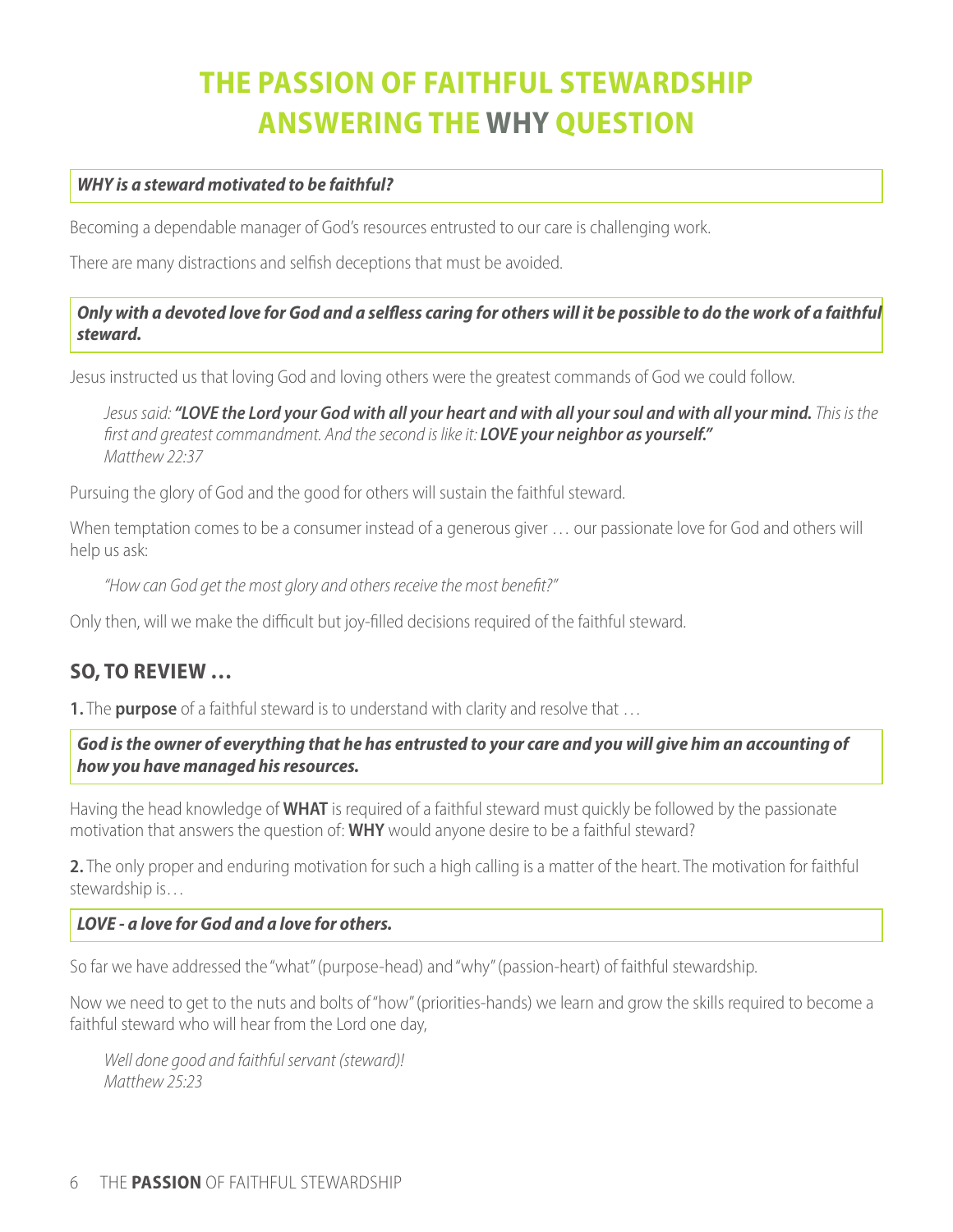# THE PASSION OF FAITHFUL STEWARDSHIP
# ANSWERING THE WHY QUESTION

***WHY is a steward motivated to be faithful?***

Becoming a dependable manager of God's resources entrusted to our care is challenging work.

There are many distractions and selfish deceptions that must be avoided.

***Only with a devoted love for God and a selfless caring for others will it be possible to do the work of a faithful steward.***

Jesus instructed us that loving God and loving others were the greatest commands of God we could follow.

> *Jesus said:* ***"LOVE the Lord your God with all your heart and with all your soul and with all your mind.*** *This is the first and greatest commandment. And the second is like it:* ***LOVE your neighbor as yourself."***
> *Matthew 22:37*

Pursuing the glory of God and the good for others will sustain the faithful steward.

When temptation comes to be a consumer instead of a generous giver … our passionate love for God and others will help us ask:

> *"How can God get the most glory and others receive the most benefit?"*

Only then, will we make the difficult but joy-filled decisions required of the faithful steward.

## SO, TO REVIEW …

**1.** The **purpose** of a faithful steward is to understand with clarity and resolve that …

***God is the owner of everything that he has entrusted to your care and you will give him an accounting of how you have managed his resources.***

Having the head knowledge of **WHAT** is required of a faithful steward must quickly be followed by the passionate motivation that answers the question of: **WHY** would anyone desire to be a faithful steward?

**2.** The only proper and enduring motivation for such a high calling is a matter of the heart. The motivation for faithful stewardship is…

***LOVE - a love for God and a love for others.***

So far we have addressed the "what" (purpose-head) and "why" (passion-heart) of faithful stewardship.

Now we need to get to the nuts and bolts of "how" (priorities-hands) we learn and grow the skills required to become a faithful steward who will hear from the Lord one day,

> *Well done good and faithful servant (steward)!*
> *Matthew 25:23*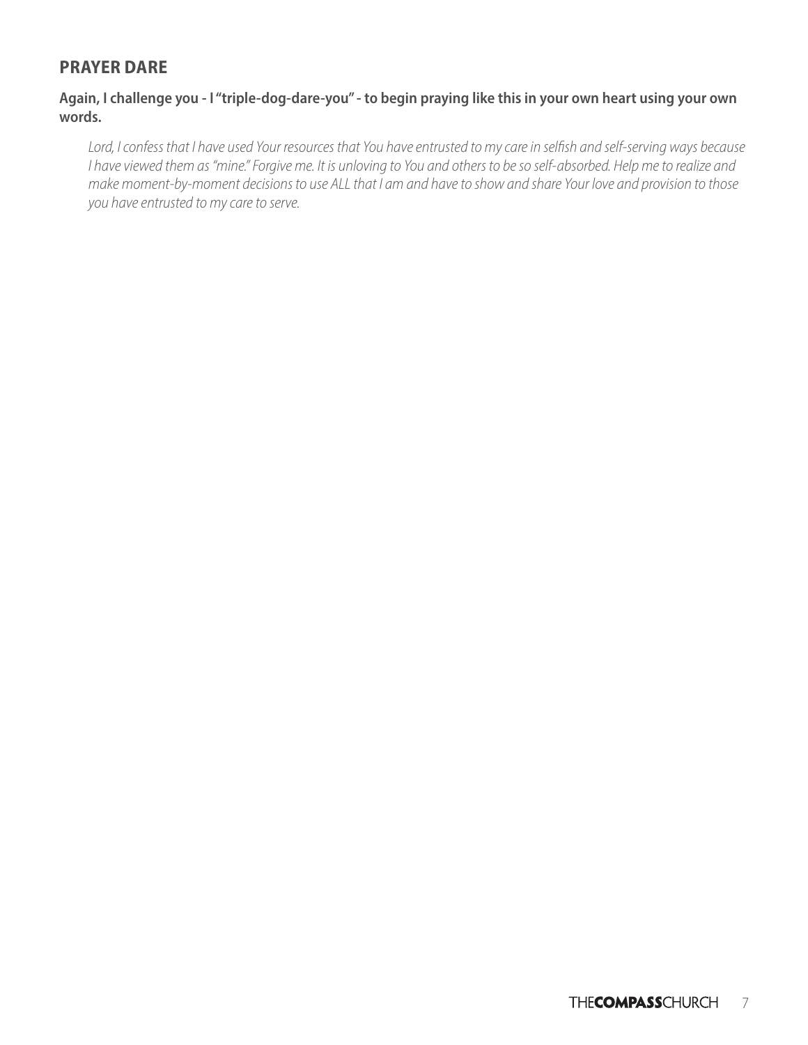## PRAYER DARE

**Again, I challenge you - I "triple-dog-dare-you" - to begin praying like this in your own heart using your own words.**

*Lord, I confess that I have used Your resources that You have entrusted to my care in selfish and self-serving ways because I have viewed them as "mine." Forgive me. It is unloving to You and others to be so self-absorbed. Help me to realize and make moment-by-moment decisions to use ALL that I am and have to show and share Your love and provision to those you have entrusted to my care to serve.*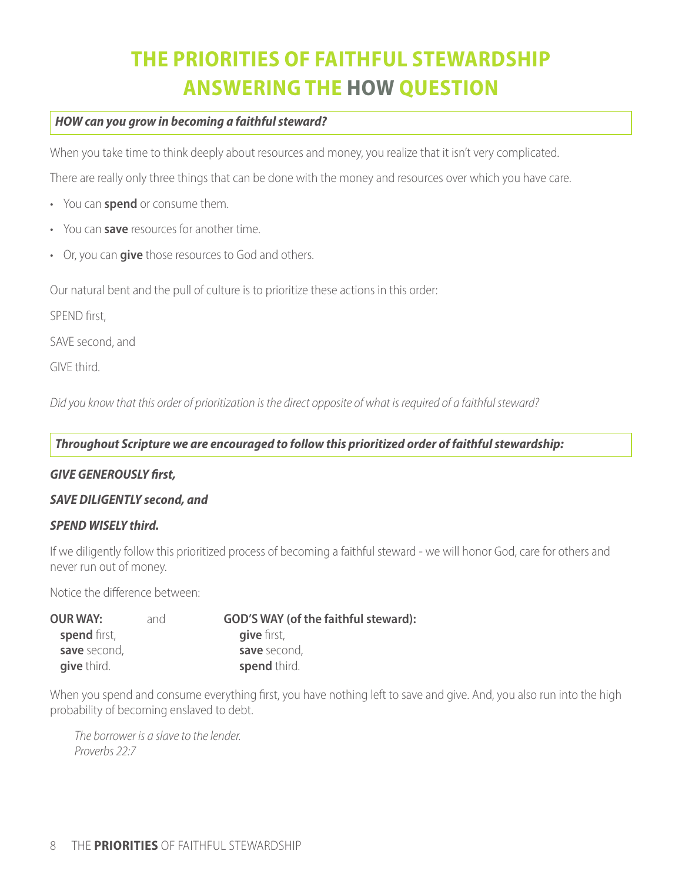# THE PRIORITIES OF FAITHFUL STEWARDSHIP ANSWERING THE HOW QUESTION

***HOW can you grow in becoming a faithful steward?***

When you take time to think deeply about resources and money, you realize that it isn't very complicated.

There are really only three things that can be done with the money and resources over which you have care.

- You can **spend** or consume them.
- You can **save** resources for another time.
- Or, you can **give** those resources to God and others.

Our natural bent and the pull of culture is to prioritize these actions in this order:

SPEND first,

SAVE second, and

GIVE third.

*Did you know that this order of prioritization is the direct opposite of what is required of a faithful steward?*

***Throughout Scripture we are encouraged to follow this prioritized order of faithful stewardship:***

***GIVE GENEROUSLY first,***

***SAVE DILIGENTLY second, and***

***SPEND WISELY third.***

If we diligently follow this prioritized process of becoming a faithful steward - we will honor God, care for others and never run out of money.

Notice the difference between:

| **OUR WAY:** | and | **GOD'S WAY (of the faithful steward):** |
|---|---|---|
| **spend** first, | | **give** first, |
| **save** second, | | **save** second, |
| **give** third. | | **spend** third. |

When you spend and consume everything first, you have nothing left to save and give. And, you also run into the high probability of becoming enslaved to debt.

> *The borrower is a slave to the lender.*
> *Proverbs 22:7*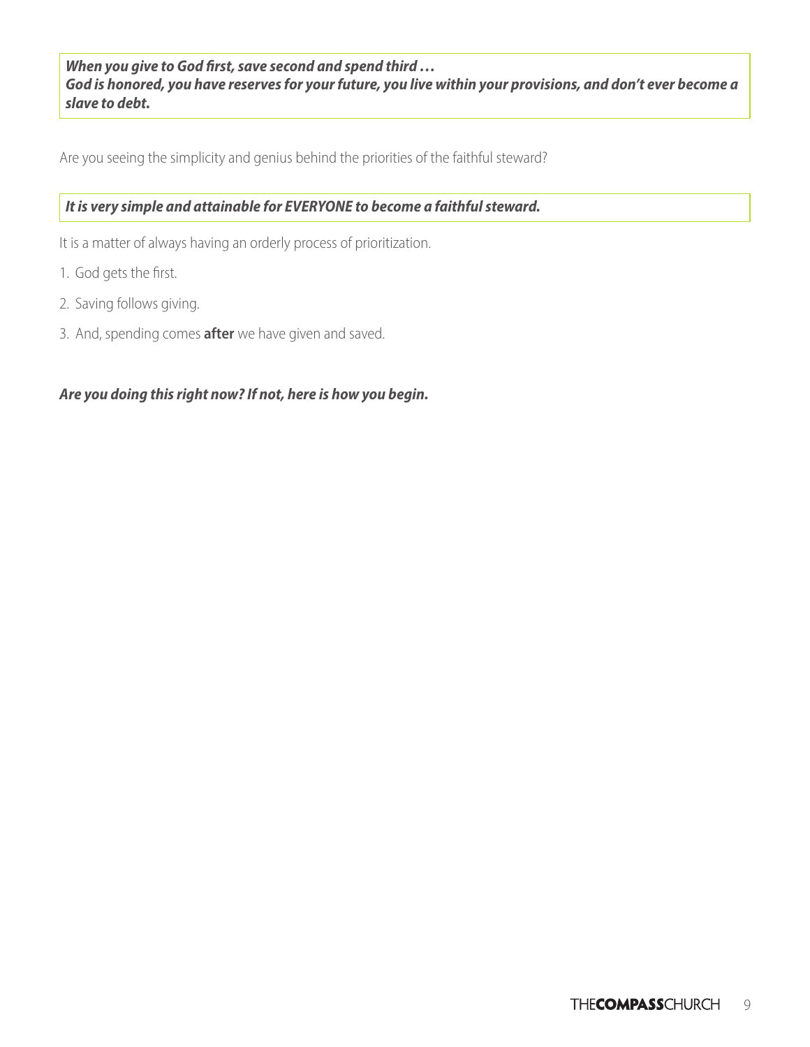***When you give to God first, save second and spend third …***
***God is honored, you have reserves for your future, you live within your provisions, and don't ever become a slave to debt.***

Are you seeing the simplicity and genius behind the priorities of the faithful steward?

***It is very simple and attainable for EVERYONE to become a faithful steward.***

It is a matter of always having an orderly process of prioritization.

1. God gets the first.
2. Saving follows giving.
3. And, spending comes **after** we have given and saved.

***Are you doing this right now? If not, here is how you begin.***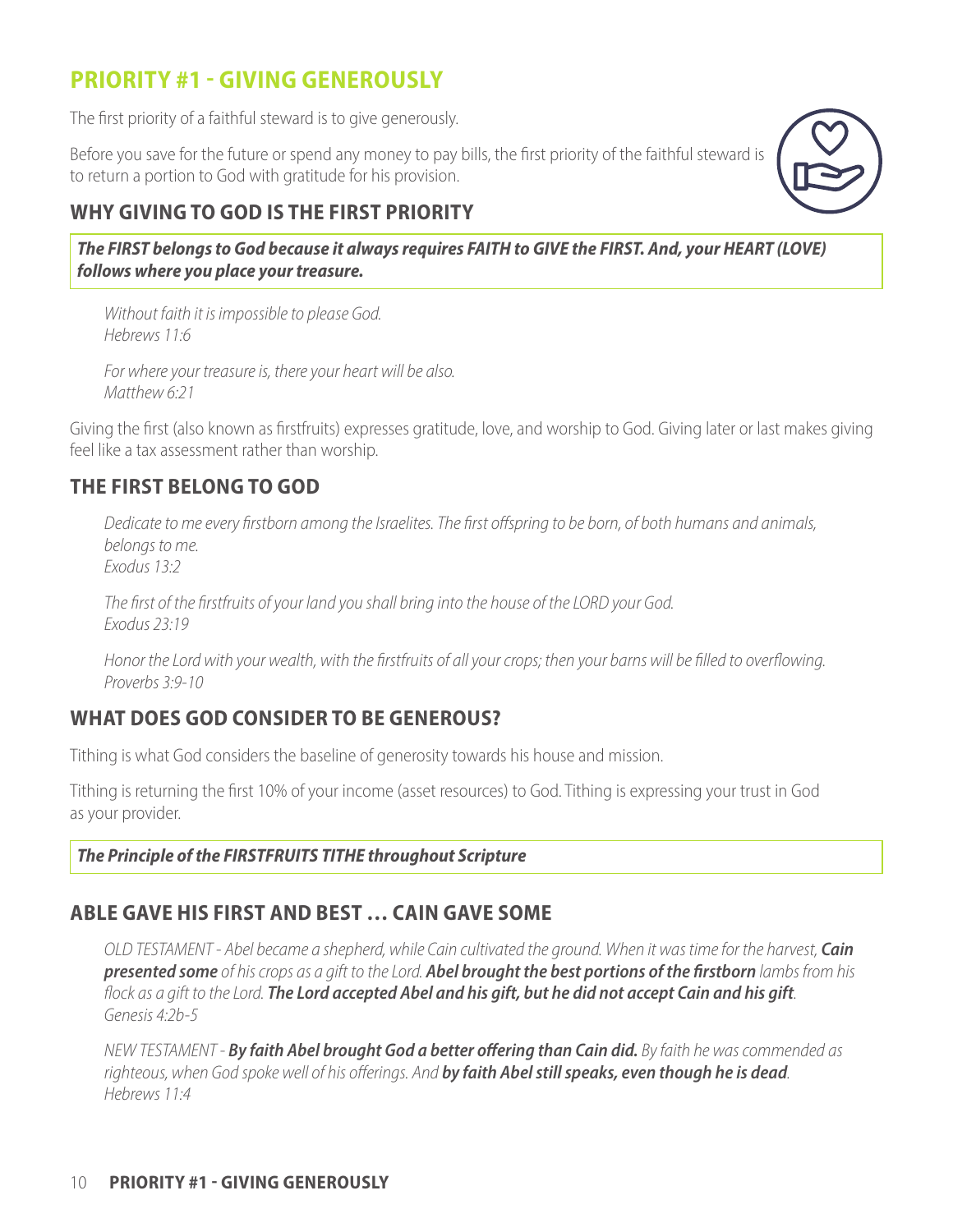## PRIORITY #1 - GIVING GENEROUSLY

The first priority of a faithful steward is to give generously.

Before you save for the future or spend any money to pay bills, the first priority of the faithful steward is to return a portion to God with gratitude for his provision.

### WHY GIVING TO GOD IS THE FIRST PRIORITY

***The FIRST belongs to God because it always requires FAITH to GIVE the FIRST. And, your HEART (LOVE) follows where you place your treasure.***

> *Without faith it is impossible to please God.*
> *Hebrews 11:6*

> *For where your treasure is, there your heart will be also.*
> *Matthew 6:21*

Giving the first (also known as firstfruits) expresses gratitude, love, and worship to God. Giving later or last makes giving feel like a tax assessment rather than worship.

### THE FIRST BELONG TO GOD

> *Dedicate to me every firstborn among the Israelites. The first offspring to be born, of both humans and animals, belongs to me.*
> *Exodus 13:2*

> *The first of the firstfruits of your land you shall bring into the house of the LORD your God.*
> *Exodus 23:19*

> *Honor the Lord with your wealth, with the firstfruits of all your crops; then your barns will be filled to overflowing.*
> *Proverbs 3:9-10*

### WHAT DOES GOD CONSIDER TO BE GENEROUS?

Tithing is what God considers the baseline of generosity towards his house and mission.

Tithing is returning the first 10% of your income (asset resources) to God. Tithing is expressing your trust in God as your provider.

***The Principle of the FIRSTFRUITS TITHE throughout Scripture***

### ABLE GAVE HIS FIRST AND BEST … CAIN GAVE SOME

> *OLD TESTAMENT - Abel became a shepherd, while Cain cultivated the ground. When it was time for the harvest,* ***Cain presented some*** *of his crops as a gift to the Lord.* ***Abel brought the best portions of the firstborn*** *lambs from his flock as a gift to the Lord.* ***The Lord accepted Abel and his gift, but he did not accept Cain and his gift****.*
> *Genesis 4:2b-5*

> *NEW TESTAMENT -* ***By faith Abel brought God a better offering than Cain did.*** *By faith he was commended as righteous, when God spoke well of his offerings. And* ***by faith Abel still speaks, even though he is dead****.*
> *Hebrews 11:4*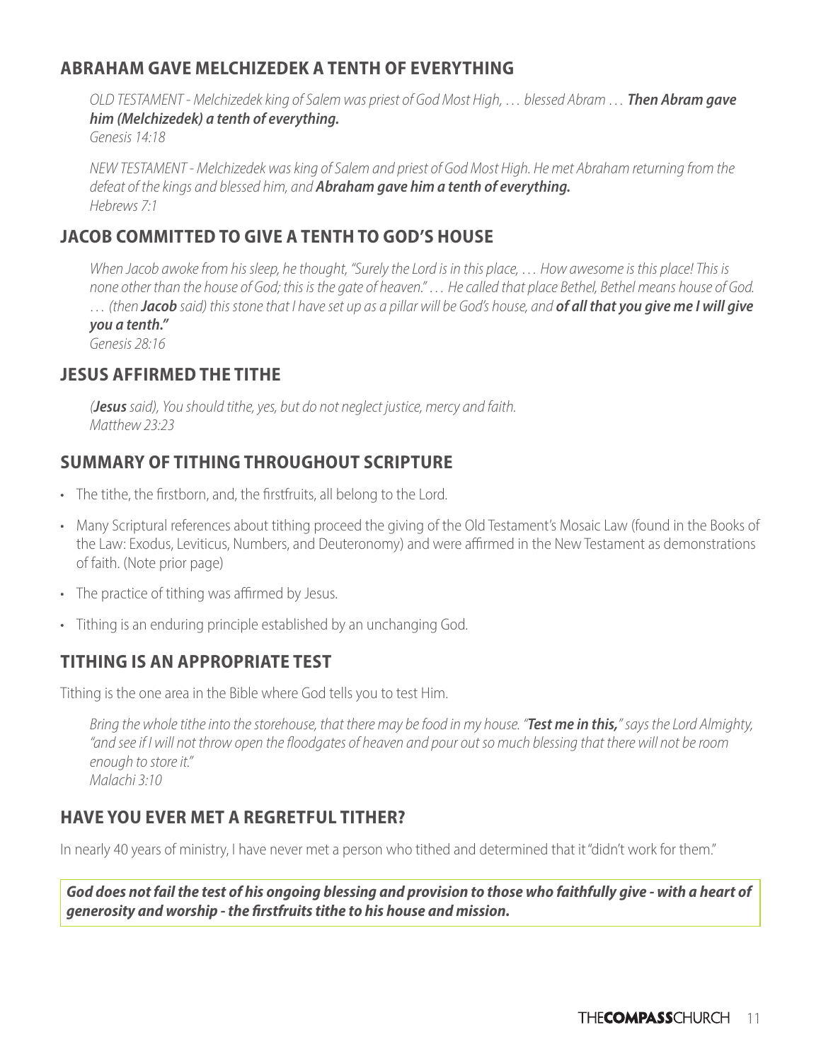## ABRAHAM GAVE MELCHIZEDEK A TENTH OF EVERYTHING

*OLD TESTAMENT - Melchizedek king of Salem was priest of God Most High, … blessed Abram … **Then Abram gave him (Melchizedek) a tenth of everything.***
*Genesis 14:18*

*NEW TESTAMENT - Melchizedek was king of Salem and priest of God Most High. He met Abraham returning from the defeat of the kings and blessed him, and **Abraham gave him a tenth of everything.***
*Hebrews 7:1*

## JACOB COMMITTED TO GIVE A TENTH TO GOD'S HOUSE

*When Jacob awoke from his sleep, he thought, "Surely the Lord is in this place, … How awesome is this place! This is none other than the house of God; this is the gate of heaven." … He called that place Bethel, Bethel means house of God. … (then **Jacob** said) this stone that I have set up as a pillar will be God's house, and **of all that you give me I will give you a tenth."***
*Genesis 28:16*

## JESUS AFFIRMED THE TITHE

*(**Jesus** said), You should tithe, yes, but do not neglect justice, mercy and faith.*
*Matthew 23:23*

## SUMMARY OF TITHING THROUGHOUT SCRIPTURE

- The tithe, the firstborn, and, the firstfruits, all belong to the Lord.
- Many Scriptural references about tithing proceed the giving of the Old Testament's Mosaic Law (found in the Books of the Law: Exodus, Leviticus, Numbers, and Deuteronomy) and were affirmed in the New Testament as demonstrations of faith. (Note prior page)
- The practice of tithing was affirmed by Jesus.
- Tithing is an enduring principle established by an unchanging God.

## TITHING IS AN APPROPRIATE TEST

Tithing is the one area in the Bible where God tells you to test Him.

*Bring the whole tithe into the storehouse, that there may be food in my house. "**Test me in this,**" says the Lord Almighty, "and see if I will not throw open the floodgates of heaven and pour out so much blessing that there will not be room enough to store it."*
*Malachi 3:10*

## HAVE YOU EVER MET A REGRETFUL TITHER?

In nearly 40 years of ministry, I have never met a person who tithed and determined that it "didn't work for them."

***God does not fail the test of his ongoing blessing and provision to those who faithfully give - with a heart of generosity and worship - the firstfruits tithe to his house and mission.***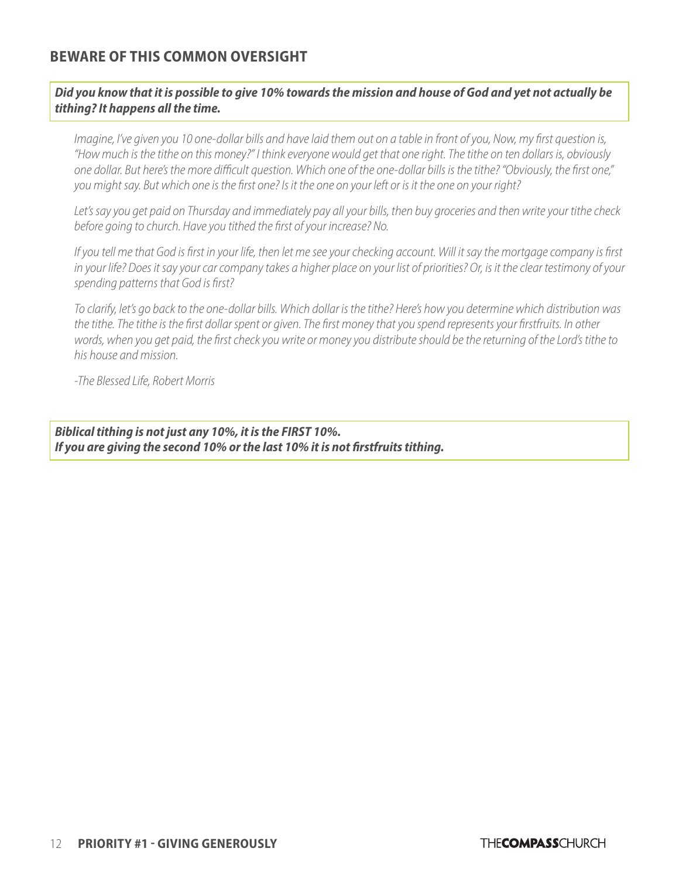## BEWARE OF THIS COMMON OVERSIGHT

***Did you know that it is possible to give 10% towards the mission and house of God and yet not actually be tithing? It happens all the time.***

*Imagine, I've given you 10 one-dollar bills and have laid them out on a table in front of you, Now, my first question is, "How much is the tithe on this money?" I think everyone would get that one right. The tithe on ten dollars is, obviously one dollar. But here's the more difficult question. Which one of the one-dollar bills is the tithe? "Obviously, the first one," you might say. But which one is the first one? Is it the one on your left or is it the one on your right?*

*Let's say you get paid on Thursday and immediately pay all your bills, then buy groceries and then write your tithe check before going to church. Have you tithed the first of your increase? No.*

*If you tell me that God is first in your life, then let me see your checking account. Will it say the mortgage company is first in your life? Does it say your car company takes a higher place on your list of priorities? Or, is it the clear testimony of your spending patterns that God is first?*

*To clarify, let's go back to the one-dollar bills. Which dollar is the tithe? Here's how you determine which distribution was the tithe. The tithe is the first dollar spent or given. The first money that you spend represents your firstfruits. In other words, when you get paid, the first check you write or money you distribute should be the returning of the Lord's tithe to his house and mission.*

*-The Blessed Life, Robert Morris*

***Biblical tithing is not just any 10%, it is the FIRST 10%.***
***If you are giving the second 10% or the last 10% it is not firstfruits tithing.***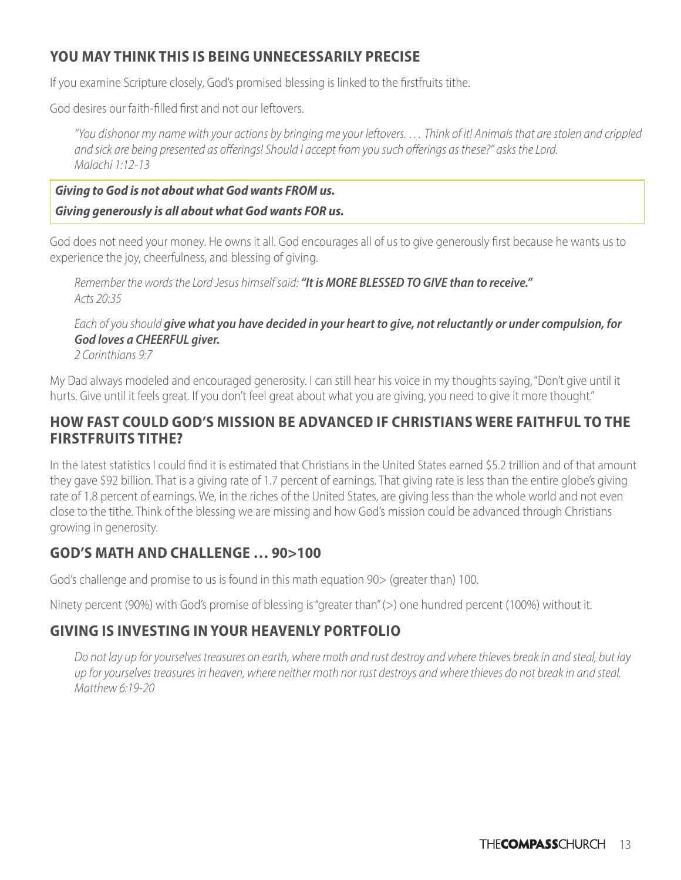## YOU MAY THINK THIS IS BEING UNNECESSARILY PRECISE

If you examine Scripture closely, God's promised blessing is linked to the firstfruits tithe.

God desires our faith-filled first and not our leftovers.

> *"You dishonor my name with your actions by bringing me your leftovers. … Think of it! Animals that are stolen and crippled and sick are being presented as offerings! Should I accept from you such offerings as these?" asks the Lord.*
> *Malachi 1:12-13*

***Giving to God is not about what God wants FROM us.***

***Giving generously is all about what God wants FOR us.***

God does not need your money. He owns it all. God encourages all of us to give generously first because he wants us to experience the joy, cheerfulness, and blessing of giving.

> *Remember the words the Lord Jesus himself said:* ***"It is MORE BLESSED TO GIVE than to receive."***
> *Acts 20:35*

> *Each of you should* ***give what you have decided in your heart to give, not reluctantly or under compulsion, for God loves a CHEERFUL giver.***
> *2 Corinthians 9:7*

My Dad always modeled and encouraged generosity. I can still hear his voice in my thoughts saying, "Don't give until it hurts. Give until it feels great. If you don't feel great about what you are giving, you need to give it more thought."

## HOW FAST COULD GOD'S MISSION BE ADVANCED IF CHRISTIANS WERE FAITHFUL TO THE FIRSTFRUITS TITHE?

In the latest statistics I could find it is estimated that Christians in the United States earned $5.2 trillion and of that amount they gave $92 billion. That is a giving rate of 1.7 percent of earnings. That giving rate is less than the entire globe's giving rate of 1.8 percent of earnings. We, in the riches of the United States, are giving less than the whole world and not even close to the tithe. Think of the blessing we are missing and how God's mission could be advanced through Christians growing in generosity.

## GOD'S MATH AND CHALLENGE … 90>100

God's challenge and promise to us is found in this math equation 90> (greater than) 100.

Ninety percent (90%) with God's promise of blessing is "greater than" (>) one hundred percent (100%) without it.

## GIVING IS INVESTING IN YOUR HEAVENLY PORTFOLIO

> *Do not lay up for yourselves treasures on earth, where moth and rust destroy and where thieves break in and steal, but lay up for yourselves treasures in heaven, where neither moth nor rust destroys and where thieves do not break in and steal.*
> *Matthew 6:19-20*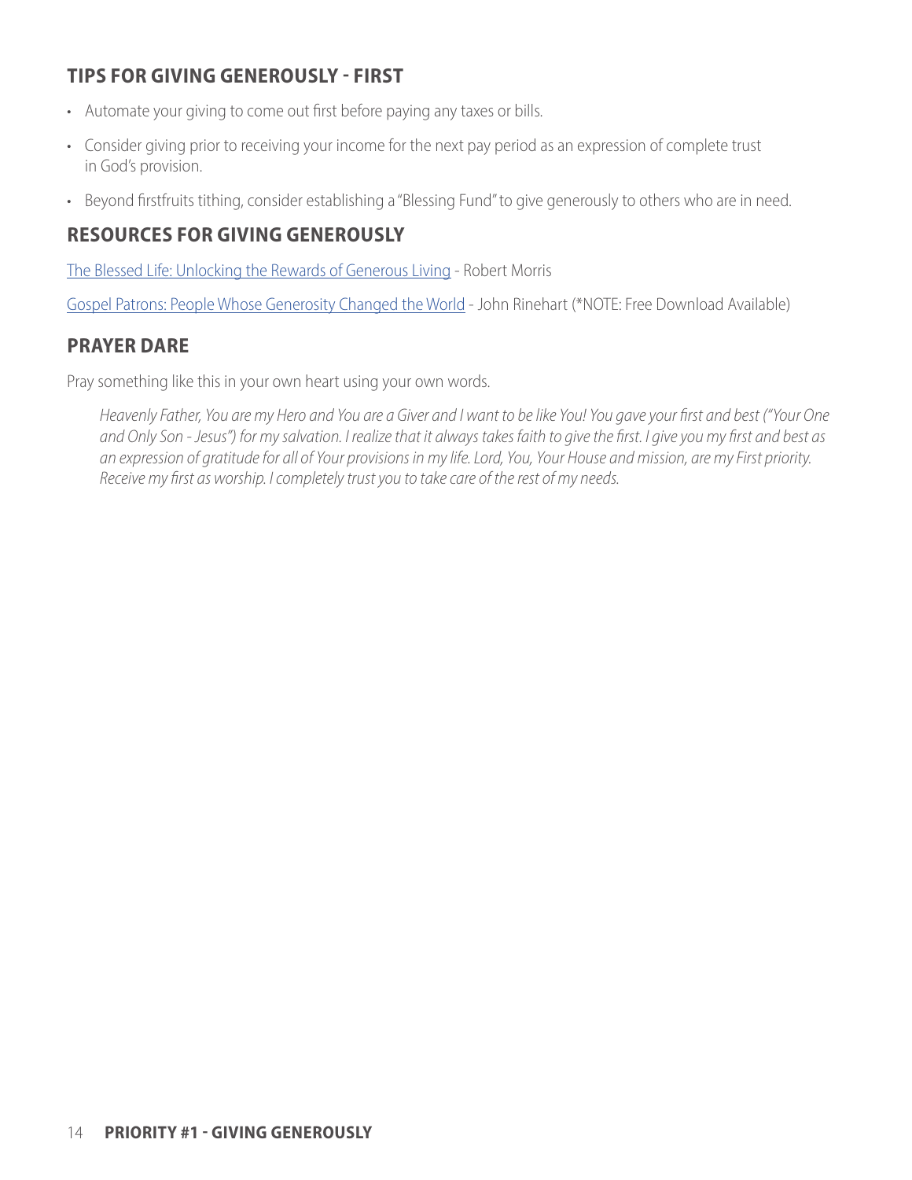## TIPS FOR GIVING GENEROUSLY - FIRST

- Automate your giving to come out first before paying any taxes or bills.
- Consider giving prior to receiving your income for the next pay period as an expression of complete trust in God's provision.
- Beyond firstfruits tithing, consider establishing a "Blessing Fund" to give generously to others who are in need.

## RESOURCES FOR GIVING GENEROUSLY

The Blessed Life: Unlocking the Rewards of Generous Living - Robert Morris

Gospel Patrons: People Whose Generosity Changed the World - John Rinehart (*NOTE: Free Download Available)

## PRAYER DARE

Pray something like this in your own heart using your own words.

> *Heavenly Father, You are my Hero and You are a Giver and I want to be like You! You gave your first and best ("Your One and Only Son - Jesus") for my salvation. I realize that it always takes faith to give the first. I give you my first and best as an expression of gratitude for all of Your provisions in my life. Lord, You, Your House and mission, are my First priority. Receive my first as worship. I completely trust you to take care of the rest of my needs.*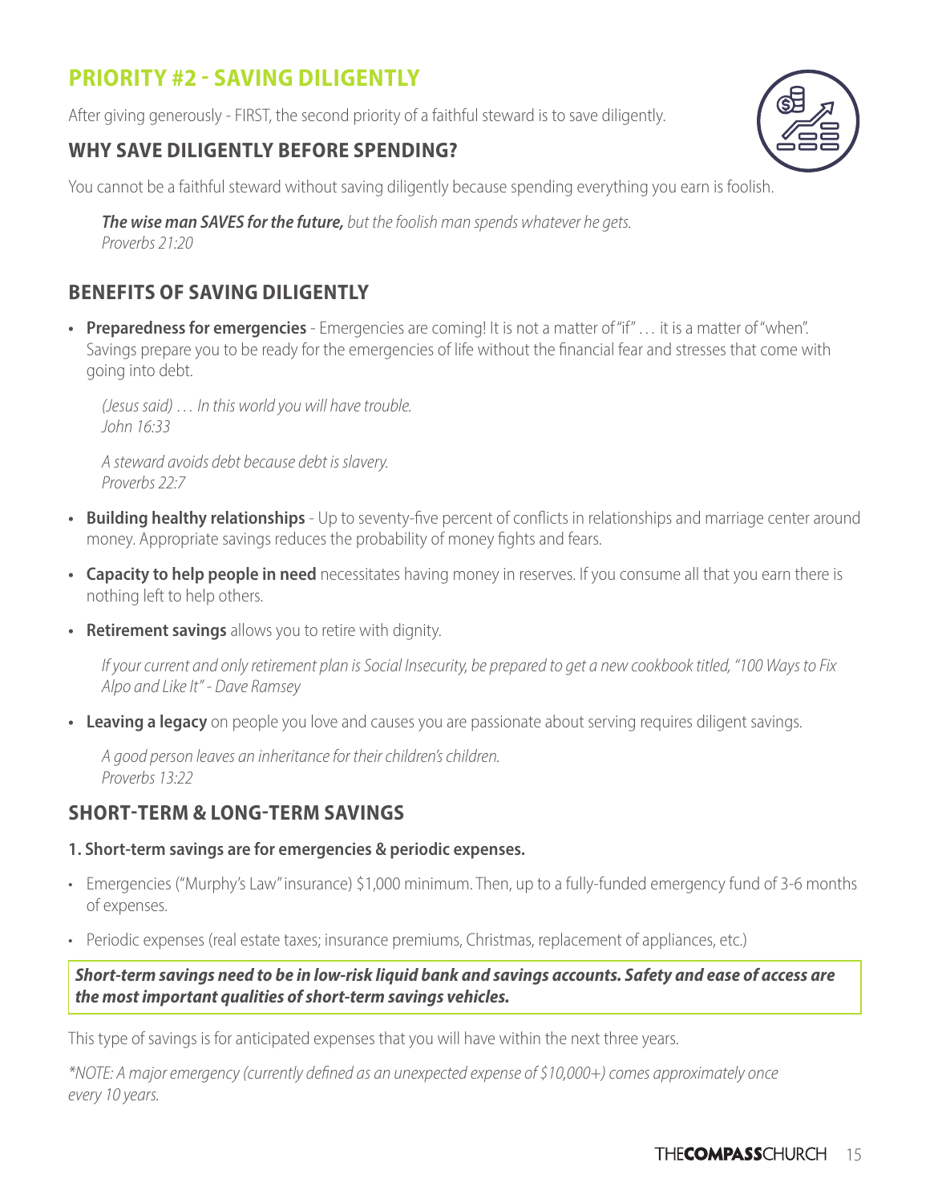## PRIORITY #2 - SAVING DILIGENTLY

After giving generously - FIRST, the second priority of a faithful steward is to save diligently.

### WHY SAVE DILIGENTLY BEFORE SPENDING?

You cannot be a faithful steward without saving diligently because spending everything you earn is foolish.

> ***The wise man SAVES for the future,*** *but the foolish man spends whatever he gets.*
> *Proverbs 21:20*

### BENEFITS OF SAVING DILIGENTLY

- **Preparedness for emergencies** - Emergencies are coming! It is not a matter of "if" … it is a matter of "when". Savings prepare you to be ready for the emergencies of life without the financial fear and stresses that come with going into debt.

  > *(Jesus said) … In this world you will have trouble.*
  > *John 16:33*

  > *A steward avoids debt because debt is slavery.*
  > *Proverbs 22:7*

- **Building healthy relationships** - Up to seventy-five percent of conflicts in relationships and marriage center around money. Appropriate savings reduces the probability of money fights and fears.
- **Capacity to help people in need** necessitates having money in reserves. If you consume all that you earn there is nothing left to help others.
- **Retirement savings** allows you to retire with dignity.

  > *If your current and only retirement plan is Social Insecurity, be prepared to get a new cookbook titled, "100 Ways to Fix Alpo and Like It" - Dave Ramsey*

- **Leaving a legacy** on people you love and causes you are passionate about serving requires diligent savings.

  > *A good person leaves an inheritance for their children's children.*
  > *Proverbs 13:22*

### SHORT-TERM & LONG-TERM SAVINGS

**1. Short-term savings are for emergencies & periodic expenses.**

- Emergencies ("Murphy's Law" insurance) $1,000 minimum. Then, up to a fully-funded emergency fund of 3-6 months of expenses.
- Periodic expenses (real estate taxes; insurance premiums, Christmas, replacement of appliances, etc.)

***Short-term savings need to be in low-risk liquid bank and savings accounts. Safety and ease of access are the most important qualities of short-term savings vehicles.***

This type of savings is for anticipated expenses that you will have within the next three years.

**NOTE: A major emergency (currently defined as an unexpected expense of $10,000+) comes approximately once every 10 years.*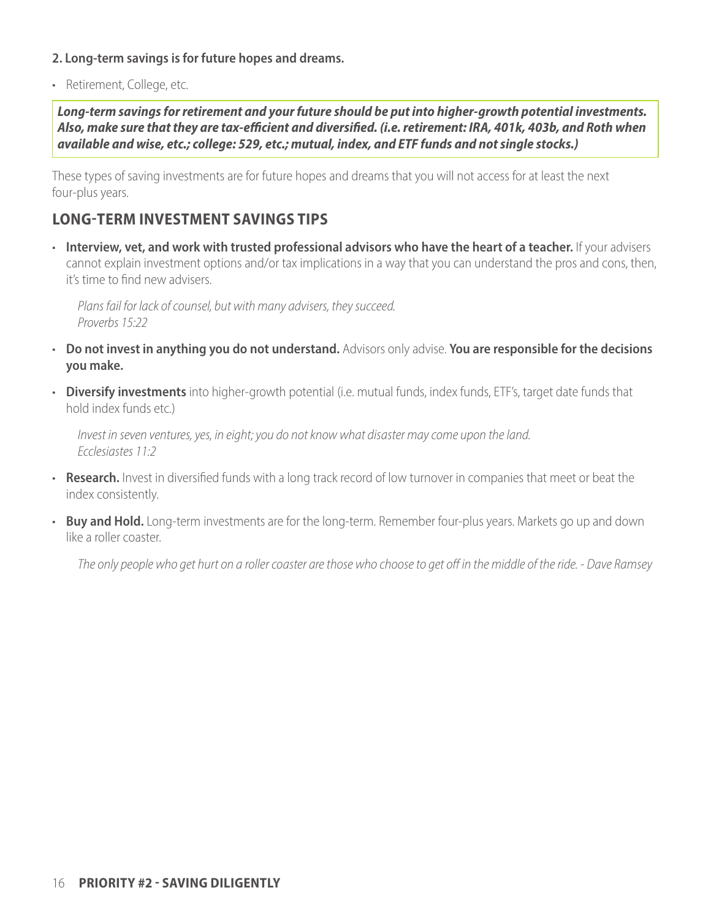**2. Long-term savings is for future hopes and dreams.**

- Retirement, College, etc.

***Long-term savings for retirement and your future should be put into higher-growth potential investments. Also, make sure that they are tax-efficient and diversified. (i.e. retirement: IRA, 401k, 403b, and Roth when available and wise, etc.; college: 529, etc.; mutual, index, and ETF funds and not single stocks.)***

These types of saving investments are for future hopes and dreams that you will not access for at least the next four-plus years.

## LONG-TERM INVESTMENT SAVINGS TIPS

- **Interview, vet, and work with trusted professional advisors who have the heart of a teacher.** If your advisers cannot explain investment options and/or tax implications in a way that you can understand the pros and cons, then, it's time to find new advisers.

  *Plans fail for lack of counsel, but with many advisers, they succeed.*
  *Proverbs 15:22*

- **Do not invest in anything you do not understand.** Advisors only advise. **You are responsible for the decisions you make.**

- **Diversify investments** into higher-growth potential (i.e. mutual funds, index funds, ETF's, target date funds that hold index funds etc.)

  *Invest in seven ventures, yes, in eight; you do not know what disaster may come upon the land.*
  *Ecclesiastes 11:2*

- **Research.** Invest in diversified funds with a long track record of low turnover in companies that meet or beat the index consistently.

- **Buy and Hold.** Long-term investments are for the long-term. Remember four-plus years. Markets go up and down like a roller coaster.

  *The only people who get hurt on a roller coaster are those who choose to get off in the middle of the ride. - Dave Ramsey*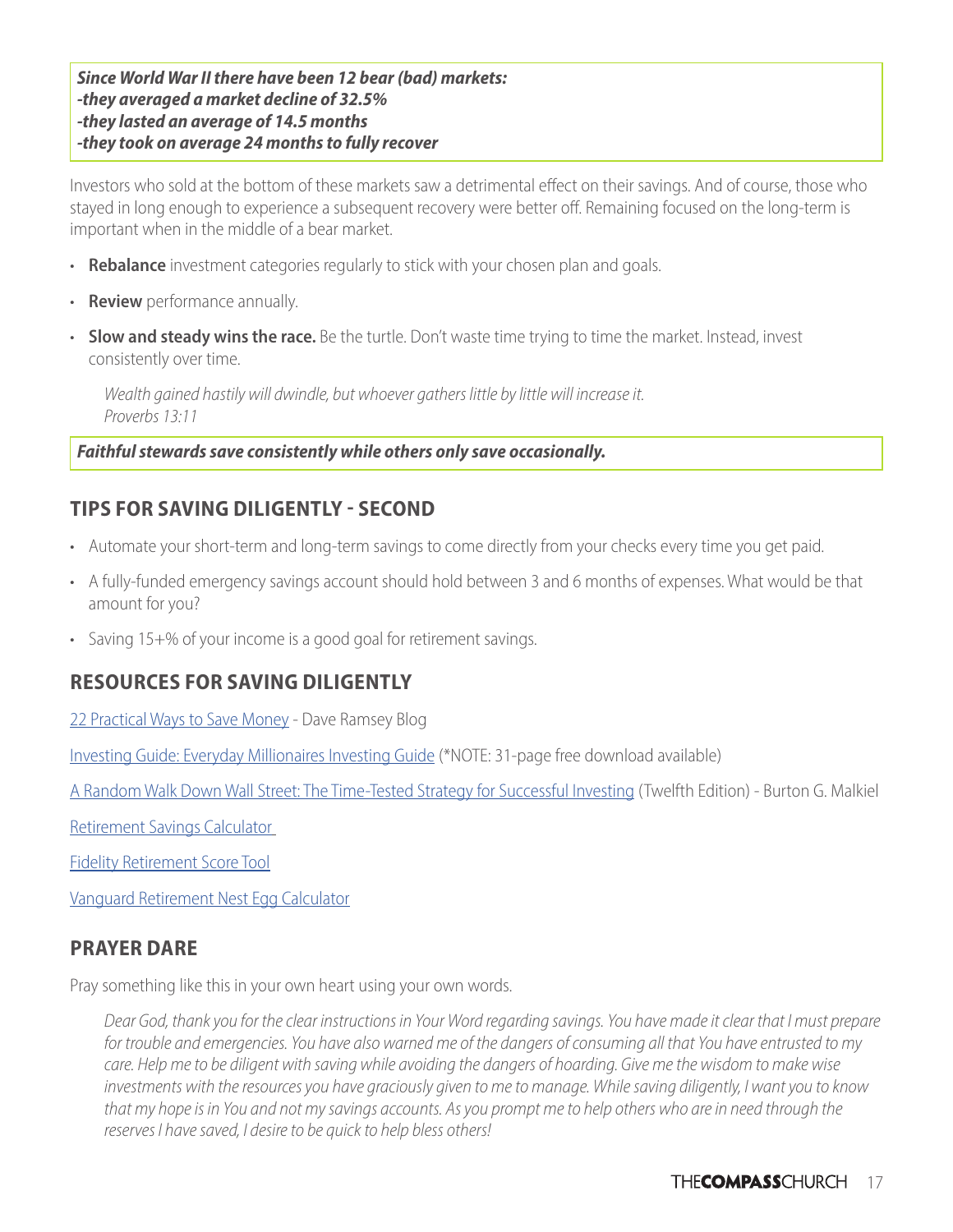***Since World War II there have been 12 bear (bad) markets:***
***-they averaged a market decline of 32.5%***
***-they lasted an average of 14.5 months***
***-they took on average 24 months to fully recover***

Investors who sold at the bottom of these markets saw a detrimental effect on their savings. And of course, those who stayed in long enough to experience a subsequent recovery were better off. Remaining focused on the long-term is important when in the middle of a bear market.

- **Rebalance** investment categories regularly to stick with your chosen plan and goals.
- **Review** performance annually.
- **Slow and steady wins the race.** Be the turtle. Don't waste time trying to time the market. Instead, invest consistently over time.

> *Wealth gained hastily will dwindle, but whoever gathers little by little will increase it.*
> *Proverbs 13:11*

***Faithful stewards save consistently while others only save occasionally.***

## TIPS FOR SAVING DILIGENTLY - SECOND

- Automate your short-term and long-term savings to come directly from your checks every time you get paid.
- A fully-funded emergency savings account should hold between 3 and 6 months of expenses. What would be that amount for you?
- Saving 15+% of your income is a good goal for retirement savings.

## RESOURCES FOR SAVING DILIGENTLY

22 Practical Ways to Save Money - Dave Ramsey Blog

Investing Guide: Everyday Millionaires Investing Guide (*NOTE: 31-page free download available)

A Random Walk Down Wall Street: The Time-Tested Strategy for Successful Investing (Twelfth Edition) - Burton G. Malkiel

Retirement Savings Calculator

Fidelity Retirement Score Tool

Vanguard Retirement Nest Egg Calculator

## PRAYER DARE

Pray something like this in your own heart using your own words.

> *Dear God, thank you for the clear instructions in Your Word regarding savings. You have made it clear that I must prepare for trouble and emergencies. You have also warned me of the dangers of consuming all that You have entrusted to my care. Help me to be diligent with saving while avoiding the dangers of hoarding. Give me the wisdom to make wise investments with the resources you have graciously given to me to manage. While saving diligently, I want you to know that my hope is in You and not my savings accounts. As you prompt me to help others who are in need through the reserves I have saved, I desire to be quick to help bless others!*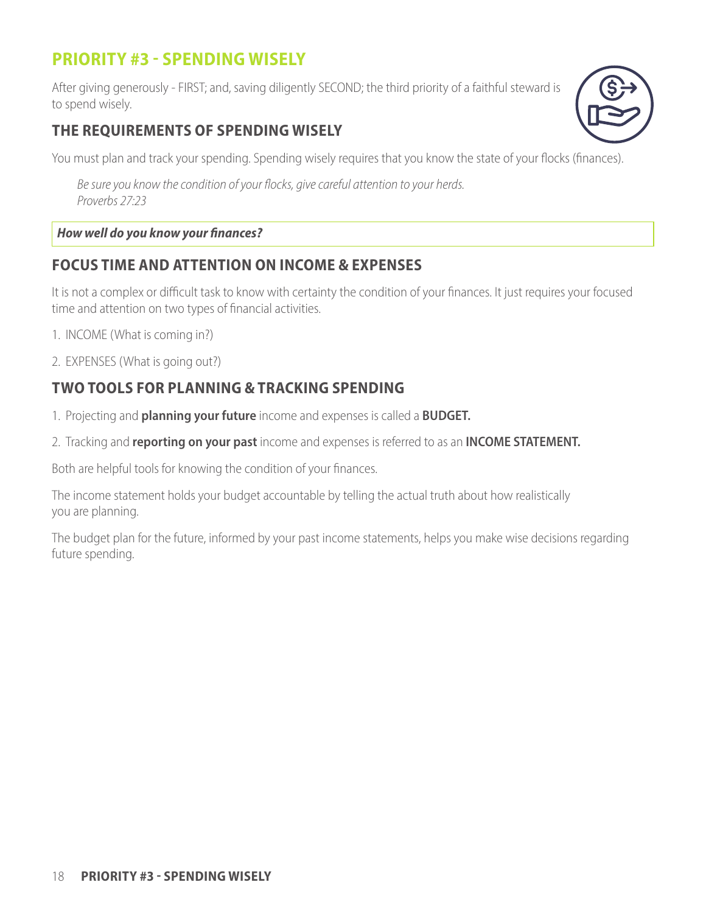## PRIORITY #3 - SPENDING WISELY

After giving generously - FIRST; and, saving diligently SECOND; the third priority of a faithful steward is to spend wisely.

### THE REQUIREMENTS OF SPENDING WISELY

You must plan and track your spending. Spending wisely requires that you know the state of your flocks (finances).

> *Be sure you know the condition of your flocks, give careful attention to your herds.*
> *Proverbs 27:23*

***How well do you know your finances?***

### FOCUS TIME AND ATTENTION ON INCOME & EXPENSES

It is not a complex or difficult task to know with certainty the condition of your finances. It just requires your focused time and attention on two types of financial activities.

1. INCOME (What is coming in?)
2. EXPENSES (What is going out?)

### TWO TOOLS FOR PLANNING & TRACKING SPENDING

1. Projecting and **planning your future** income and expenses is called a **BUDGET.**
2. Tracking and **reporting on your past** income and expenses is referred to as an **INCOME STATEMENT.**

Both are helpful tools for knowing the condition of your finances.

The income statement holds your budget accountable by telling the actual truth about how realistically you are planning.

The budget plan for the future, informed by your past income statements, helps you make wise decisions regarding future spending.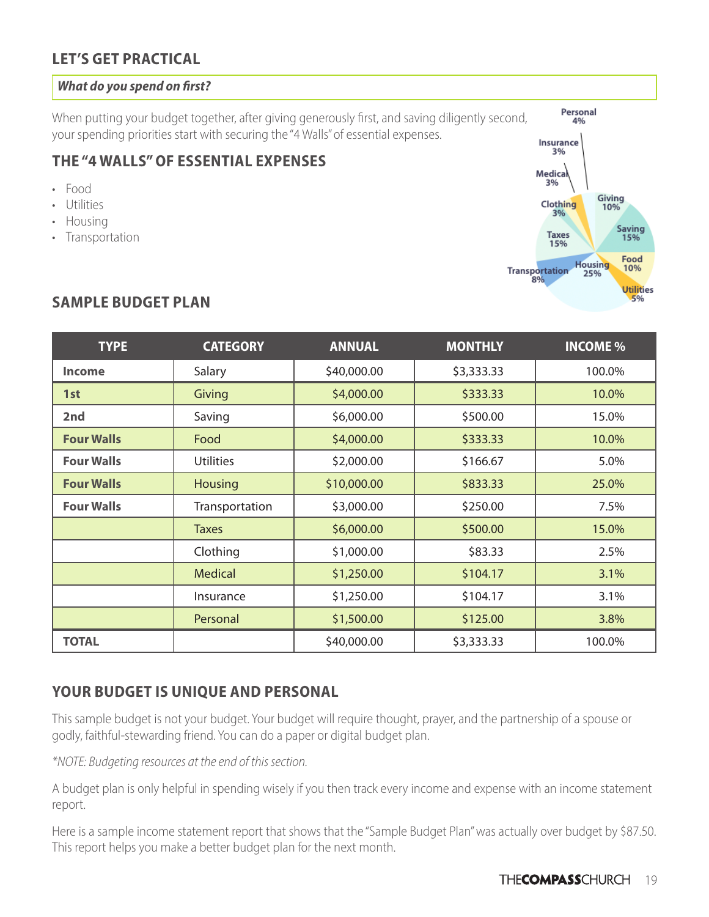## LET'S GET PRACTICAL

***What do you spend on first?***

When putting your budget together, after giving generously first, and saving diligently second, your spending priorities start with securing the "4 Walls" of essential expenses.

### THE "4 WALLS" OF ESSENTIAL EXPENSES

- Food
- Utilities
- Housing
- Transportation

Personal 4%, Insurance 3%, Medical 3%, Clothing 3%, Giving 10%, Saving 15%, Taxes 15%, Food 10%, Housing 25%, Transportation 8%, Utilities 5%

### SAMPLE BUDGET PLAN

| TYPE | CATEGORY | ANNUAL | MONTHLY | INCOME % |
|---|---|---|---|---|
| **Income** | Salary | $40,000.00 | $3,333.33 | 100.0% |
| **1st** | Giving | $4,000.00 | $333.33 | 10.0% |
| **2nd** | Saving | $6,000.00 | $500.00 | 15.0% |
| **Four Walls** | Food | $4,000.00 | $333.33 | 10.0% |
| **Four Walls** | Utilities | $2,000.00 | $166.67 | 5.0% |
| **Four Walls** | Housing | $10,000.00 | $833.33 | 25.0% |
| **Four Walls** | Transportation | $3,000.00 | $250.00 | 7.5% |
| | Taxes | $6,000.00 | $500.00 | 15.0% |
| | Clothing | $1,000.00 | $83.33 | 2.5% |
| | Medical | $1,250.00 | $104.17 | 3.1% |
| | Insurance | $1,250.00 | $104.17 | 3.1% |
| | Personal | $1,500.00 | $125.00 | 3.8% |
| **TOTAL** | | $40,000.00 | $3,333.33 | 100.0% |

### YOUR BUDGET IS UNIQUE AND PERSONAL

This sample budget is not your budget. Your budget will require thought, prayer, and the partnership of a spouse or godly, faithful-stewarding friend. You can do a paper or digital budget plan.

*\*NOTE: Budgeting resources at the end of this section.*

A budget plan is only helpful in spending wisely if you then track every income and expense with an income statement report.

Here is a sample income statement report that shows that the "Sample Budget Plan" was actually over budget by $87.50. This report helps you make a better budget plan for the next month.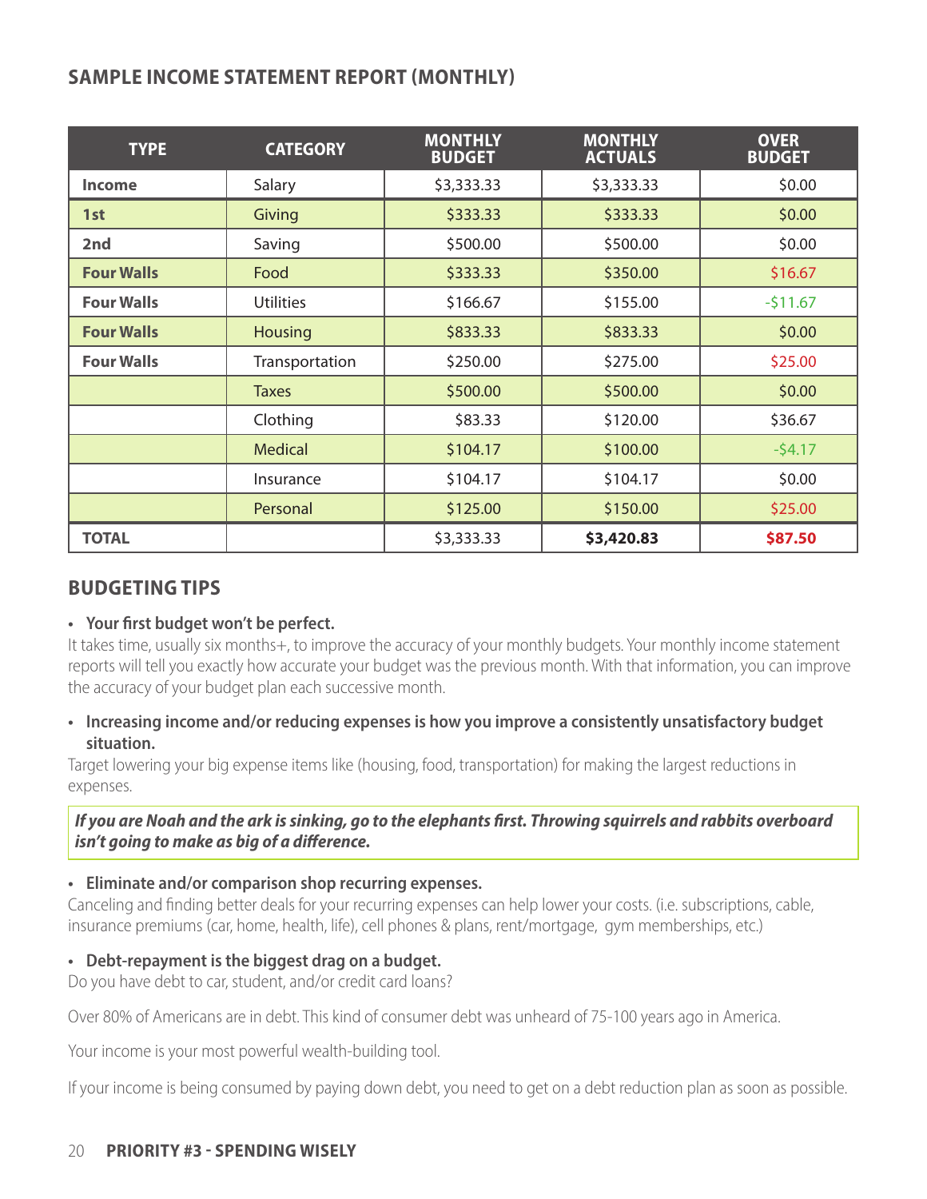## SAMPLE INCOME STATEMENT REPORT (MONTHLY)

| TYPE | CATEGORY | MONTHLY BUDGET | MONTHLY ACTUALS | OVER BUDGET |
|---|---|---|---|---|
| **Income** | Salary | $3,333.33 | $3,333.33 | $0.00 |
| **1st** | Giving | $333.33 | $333.33 | $0.00 |
| **2nd** | Saving | $500.00 | $500.00 | $0.00 |
| **Four Walls** | Food | $333.33 | $350.00 | $16.67 |
| **Four Walls** | Utilities | $166.67 | $155.00 | -$11.67 |
| **Four Walls** | Housing | $833.33 | $833.33 | $0.00 |
| **Four Walls** | Transportation | $250.00 | $275.00 | $25.00 |
| | Taxes | $500.00 | $500.00 | $0.00 |
| | Clothing | $83.33 | $120.00 | $36.67 |
| | Medical | $104.17 | $100.00 | -$4.17 |
| | Insurance | $104.17 | $104.17 | $0.00 |
| | Personal | $125.00 | $150.00 | $25.00 |
| **TOTAL** | | $3,333.33 | **$3,420.83** | **$87.50** |

## BUDGETING TIPS

- **Your first budget won't be perfect.**

It takes time, usually six months+, to improve the accuracy of your monthly budgets. Your monthly income statement reports will tell you exactly how accurate your budget was the previous month. With that information, you can improve the accuracy of your budget plan each successive month.

- **Increasing income and/or reducing expenses is how you improve a consistently unsatisfactory budget situation.**

Target lowering your big expense items like (housing, food, transportation) for making the largest reductions in expenses.

> ***If you are Noah and the ark is sinking, go to the elephants first. Throwing squirrels and rabbits overboard isn't going to make as big of a difference.***

- **Eliminate and/or comparison shop recurring expenses.**

Canceling and finding better deals for your recurring expenses can help lower your costs. (i.e. subscriptions, cable, insurance premiums (car, home, health, life), cell phones & plans, rent/mortgage, gym memberships, etc.)

- **Debt-repayment is the biggest drag on a budget.**

Do you have debt to car, student, and/or credit card loans?

Over 80% of Americans are in debt. This kind of consumer debt was unheard of 75-100 years ago in America.

Your income is your most powerful wealth-building tool.

If your income is being consumed by paying down debt, you need to get on a debt reduction plan as soon as possible.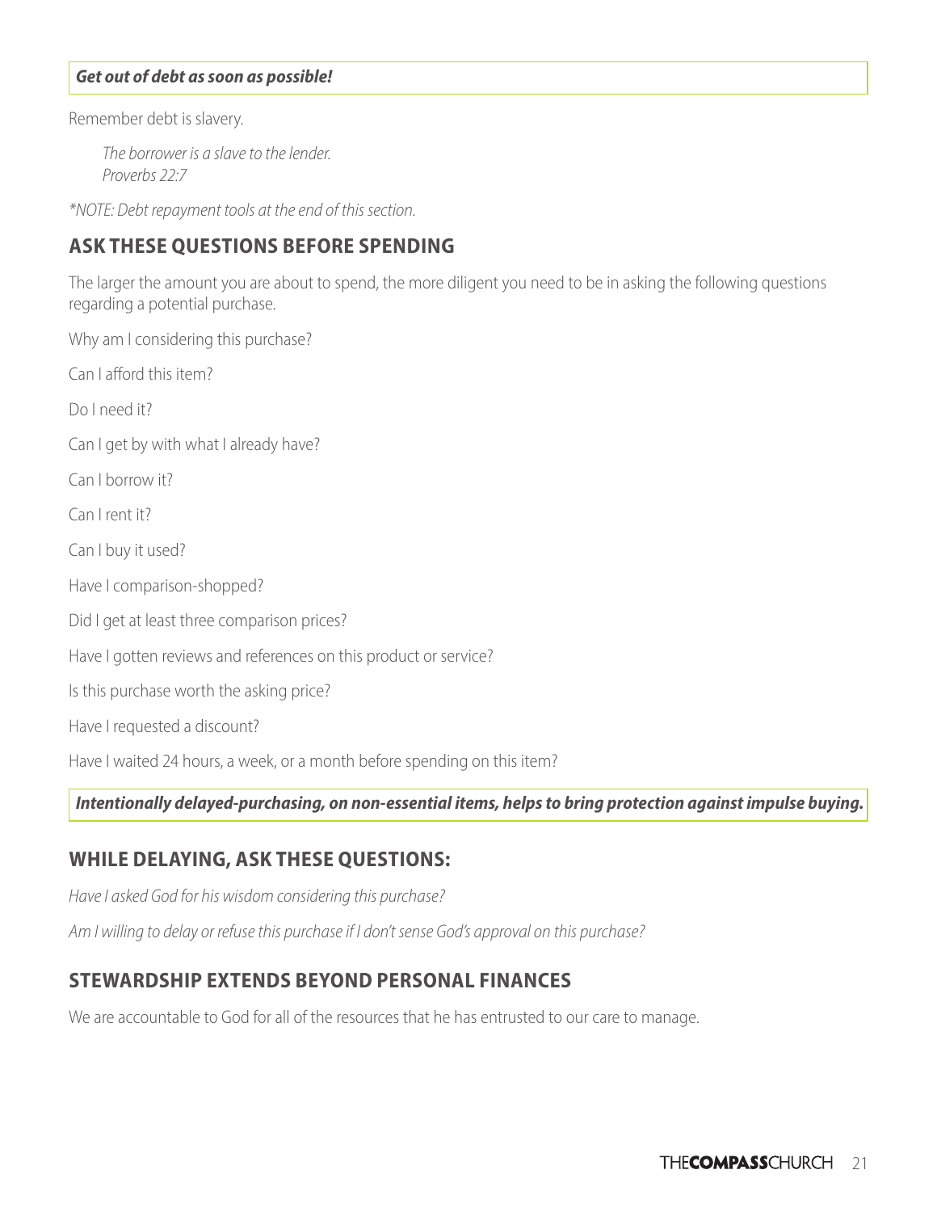***Get out of debt as soon as possible!***

Remember debt is slavery.

> *The borrower is a slave to the lender.*
> *Proverbs 22:7*

**NOTE: Debt repayment tools at the end of this section.*

## ASK THESE QUESTIONS BEFORE SPENDING

The larger the amount you are about to spend, the more diligent you need to be in asking the following questions regarding a potential purchase.

Why am I considering this purchase?

Can I afford this item?

Do I need it?

Can I get by with what I already have?

Can I borrow it?

Can I rent it?

Can I buy it used?

Have I comparison-shopped?

Did I get at least three comparison prices?

Have I gotten reviews and references on this product or service?

Is this purchase worth the asking price?

Have I requested a discount?

Have I waited 24 hours, a week, or a month before spending on this item?

***Intentionally delayed-purchasing, on non-essential items, helps to bring protection against impulse buying.***

## WHILE DELAYING, ASK THESE QUESTIONS:

*Have I asked God for his wisdom considering this purchase?*

*Am I willing to delay or refuse this purchase if I don't sense God's approval on this purchase?*

## STEWARDSHIP EXTENDS BEYOND PERSONAL FINANCES

We are accountable to God for all of the resources that he has entrusted to our care to manage.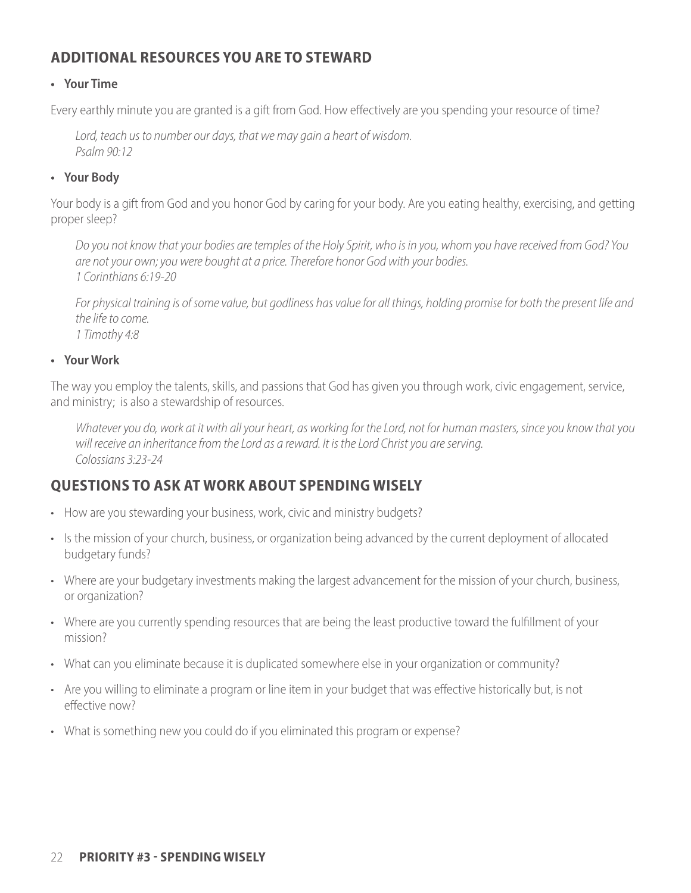## ADDITIONAL RESOURCES YOU ARE TO STEWARD

- **Your Time**

Every earthly minute you are granted is a gift from God. How effectively are you spending your resource of time?

> *Lord, teach us to number our days, that we may gain a heart of wisdom.*
> *Psalm 90:12*

- **Your Body**

Your body is a gift from God and you honor God by caring for your body. Are you eating healthy, exercising, and getting proper sleep?

> *Do you not know that your bodies are temples of the Holy Spirit, who is in you, whom you have received from God? You are not your own; you were bought at a price. Therefore honor God with your bodies.*
> *1 Corinthians 6:19-20*

> *For physical training is of some value, but godliness has value for all things, holding promise for both the present life and the life to come.*
> *1 Timothy 4:8*

- **Your Work**

The way you employ the talents, skills, and passions that God has given you through work, civic engagement, service, and ministry;  is also a stewardship of resources.

> *Whatever you do, work at it with all your heart, as working for the Lord, not for human masters, since you know that you will receive an inheritance from the Lord as a reward. It is the Lord Christ you are serving.*
> *Colossians 3:23-24*

## QUESTIONS TO ASK AT WORK ABOUT SPENDING WISELY

- How are you stewarding your business, work, civic and ministry budgets?
- Is the mission of your church, business, or organization being advanced by the current deployment of allocated budgetary funds?
- Where are your budgetary investments making the largest advancement for the mission of your church, business, or organization?
- Where are you currently spending resources that are being the least productive toward the fulfillment of your mission?
- What can you eliminate because it is duplicated somewhere else in your organization or community?
- Are you willing to eliminate a program or line item in your budget that was effective historically but, is not effective now?
- What is something new you could do if you eliminated this program or expense?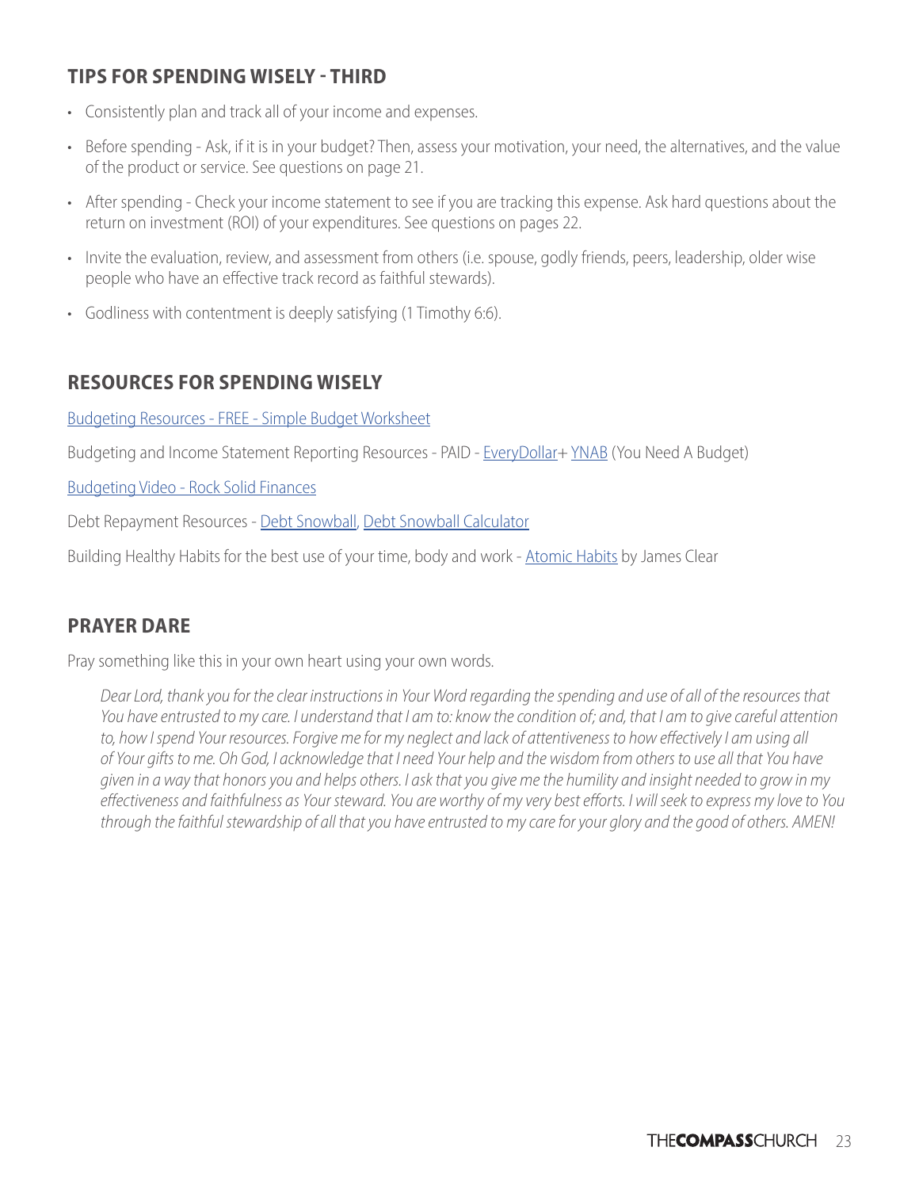## TIPS FOR SPENDING WISELY - THIRD

- Consistently plan and track all of your income and expenses.
- Before spending - Ask, if it is in your budget? Then, assess your motivation, your need, the alternatives, and the value of the product or service. See questions on page 21.
- After spending - Check your income statement to see if you are tracking this expense. Ask hard questions about the return on investment (ROI) of your expenditures. See questions on pages 22.
- Invite the evaluation, review, and assessment from others (i.e. spouse, godly friends, peers, leadership, older wise people who have an effective track record as faithful stewards).
- Godliness with contentment is deeply satisfying (1 Timothy 6:6).

## RESOURCES FOR SPENDING WISELY

Budgeting Resources - FREE - Simple Budget Worksheet

Budgeting and Income Statement Reporting Resources - PAID - EveryDollar+ YNAB (You Need A Budget)

Budgeting Video - Rock Solid Finances

Debt Repayment Resources - Debt Snowball, Debt Snowball Calculator

Building Healthy Habits for the best use of your time, body and work - Atomic Habits by James Clear

## PRAYER DARE

Pray something like this in your own heart using your own words.

> *Dear Lord, thank you for the clear instructions in Your Word regarding the spending and use of all of the resources that You have entrusted to my care. I understand that I am to: know the condition of; and, that I am to give careful attention to, how I spend Your resources. Forgive me for my neglect and lack of attentiveness to how effectively I am using all of Your gifts to me. Oh God, I acknowledge that I need Your help and the wisdom from others to use all that You have given in a way that honors you and helps others. I ask that you give me the humility and insight needed to grow in my effectiveness and faithfulness as Your steward. You are worthy of my very best efforts. I will seek to express my love to You through the faithful stewardship of all that you have entrusted to my care for your glory and the good of others. AMEN!*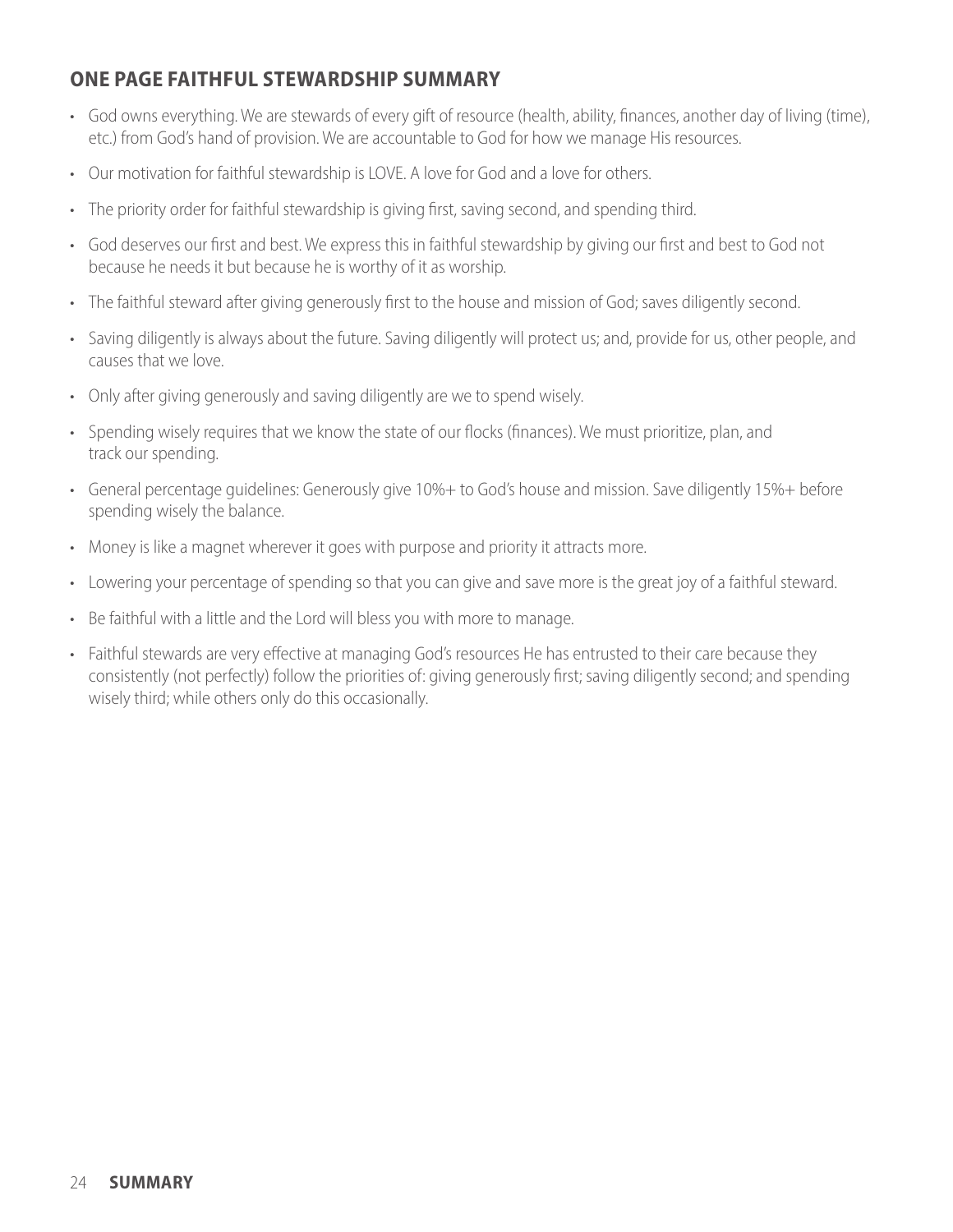## ONE PAGE FAITHFUL STEWARDSHIP SUMMARY

- God owns everything. We are stewards of every gift of resource (health, ability, finances, another day of living (time), etc.) from God's hand of provision. We are accountable to God for how we manage His resources.
- Our motivation for faithful stewardship is LOVE. A love for God and a love for others.
- The priority order for faithful stewardship is giving first, saving second, and spending third.
- God deserves our first and best. We express this in faithful stewardship by giving our first and best to God not because he needs it but because he is worthy of it as worship.
- The faithful steward after giving generously first to the house and mission of God; saves diligently second.
- Saving diligently is always about the future. Saving diligently will protect us; and, provide for us, other people, and causes that we love.
- Only after giving generously and saving diligently are we to spend wisely.
- Spending wisely requires that we know the state of our flocks (finances). We must prioritize, plan, and track our spending.
- General percentage guidelines: Generously give 10%+ to God's house and mission. Save diligently 15%+ before spending wisely the balance.
- Money is like a magnet wherever it goes with purpose and priority it attracts more.
- Lowering your percentage of spending so that you can give and save more is the great joy of a faithful steward.
- Be faithful with a little and the Lord will bless you with more to manage.
- Faithful stewards are very effective at managing God's resources He has entrusted to their care because they consistently (not perfectly) follow the priorities of: giving generously first; saving diligently second; and spending wisely third; while others only do this occasionally.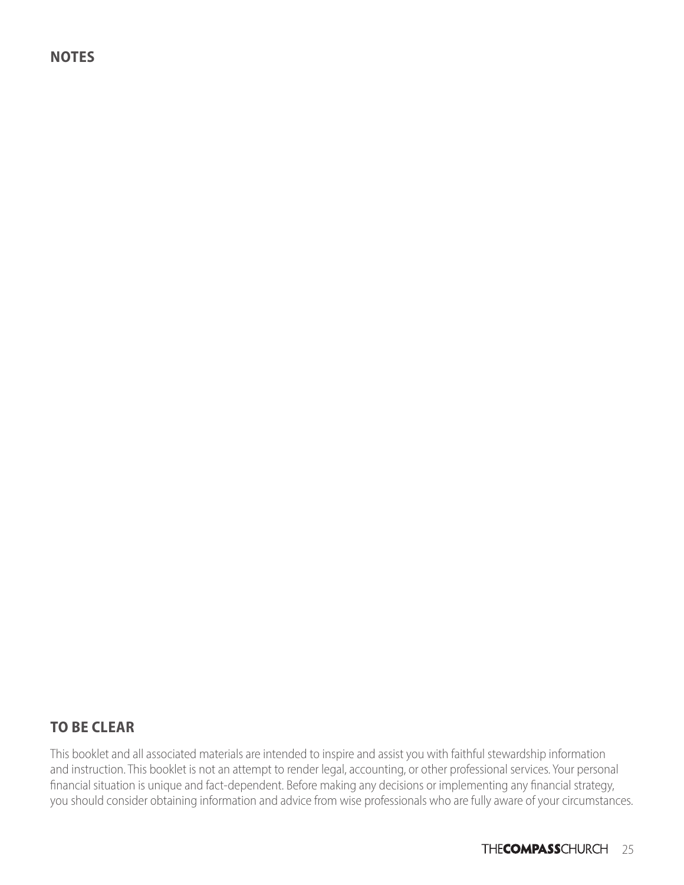## NOTES

## TO BE CLEAR

This booklet and all associated materials are intended to inspire and assist you with faithful stewardship information and instruction. This booklet is not an attempt to render legal, accounting, or other professional services. Your personal financial situation is unique and fact-dependent. Before making any decisions or implementing any financial strategy, you should consider obtaining information and advice from wise professionals who are fully aware of your circumstances.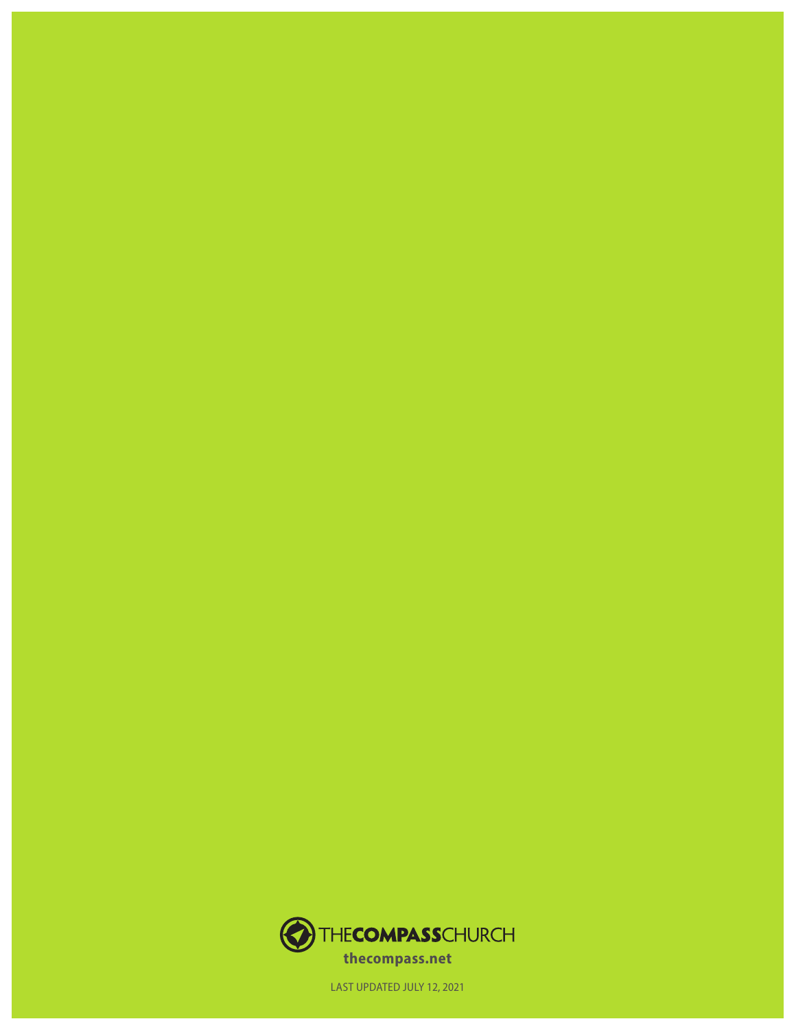THE**COMPASS**CHURCH

**thecompass.net**

LAST UPDATED JULY 12, 2021